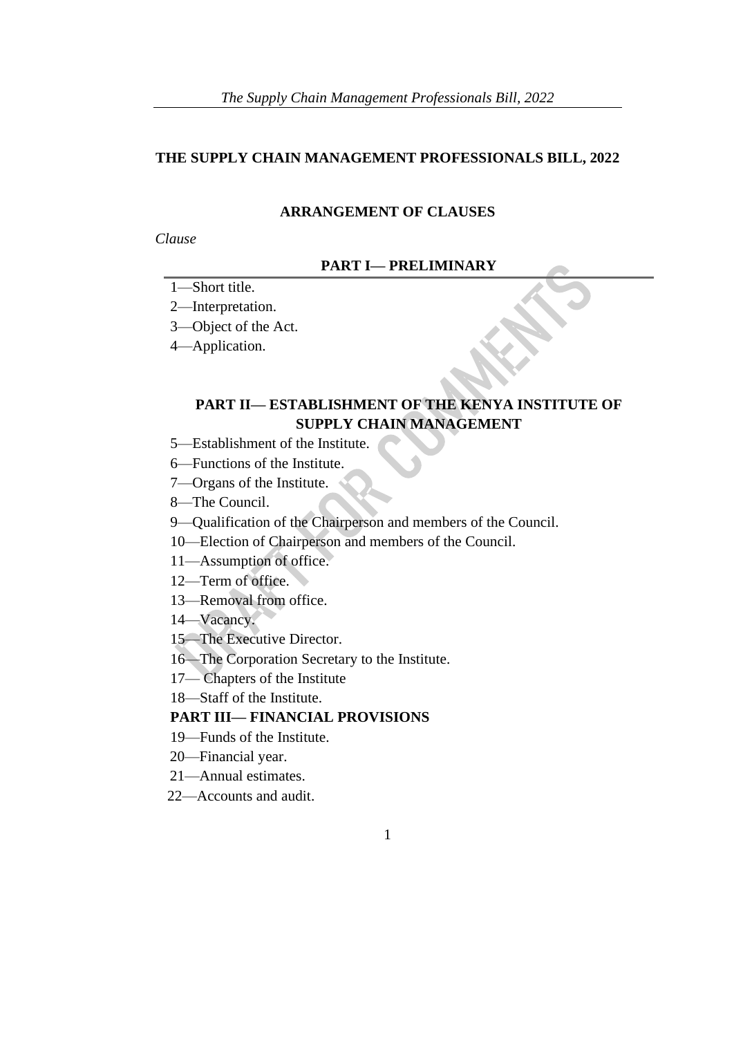# THE SUPPLY CHAIN MANAGEMENT PROFESSIONALS BILL, 2022

## ARRANGEMENT OF CLAUSES

*Clause*

### PART I— PRELIMINARY

1—Short title.
2—Interpretation.
3—Object of the Act.
4—Application.

### PART II— ESTABLISHMENT OF THE KENYA INSTITUTE OF SUPPLY CHAIN MANAGEMENT

5—Establishment of the Institute.
6—Functions of the Institute.
7—Organs of the Institute.
8—The Council.
9—Qualification of the Chairperson and members of the Council.
10—Election of Chairperson and members of the Council.
11—Assumption of office.
12—Term of office.
13—Removal from office.
14—Vacancy.
15—The Executive Director.
16—The Corporation Secretary to the Institute.
17— Chapters of the Institute
18—Staff of the Institute.

### PART III— FINANCIAL PROVISIONS

19—Funds of the Institute.
20—Financial year.
21—Annual estimates.
22—Accounts and audit.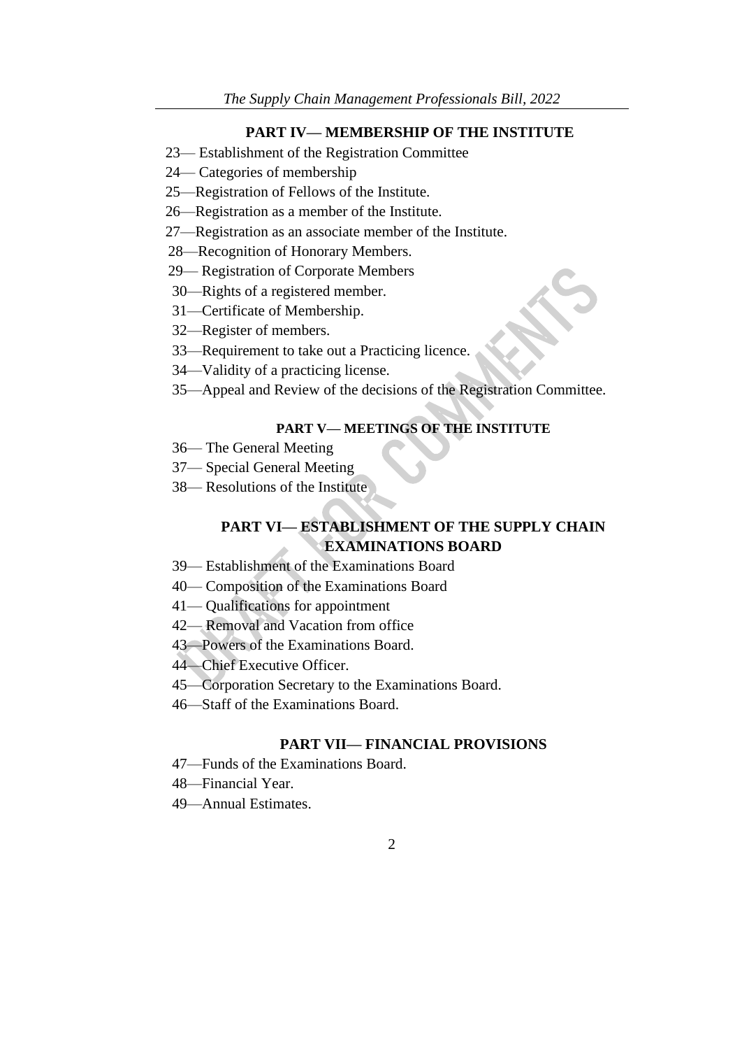## PART IV— MEMBERSHIP OF THE INSTITUTE

23— Establishment of the Registration Committee

24— Categories of membership

25—Registration of Fellows of the Institute.

26—Registration as a member of the Institute.

27—Registration as an associate member of the Institute.

28—Recognition of Honorary Members.

29— Registration of Corporate Members

30—Rights of a registered member.

31—Certificate of Membership.

32—Register of members.

33—Requirement to take out a Practicing licence.

34—Validity of a practicing license.

35—Appeal and Review of the decisions of the Registration Committee.

## PART V— MEETINGS OF THE INSTITUTE

36— The General Meeting

37— Special General Meeting

38— Resolutions of the Institute

## PART VI— ESTABLISHMENT OF THE SUPPLY CHAIN EXAMINATIONS BOARD

39— Establishment of the Examinations Board

40— Composition of the Examinations Board

41— Qualifications for appointment

42— Removal and Vacation from office

43—Powers of the Examinations Board.

44—Chief Executive Officer.

45—Corporation Secretary to the Examinations Board.

46—Staff of the Examinations Board.

## PART VII— FINANCIAL PROVISIONS

47—Funds of the Examinations Board.

48—Financial Year.

49—Annual Estimates.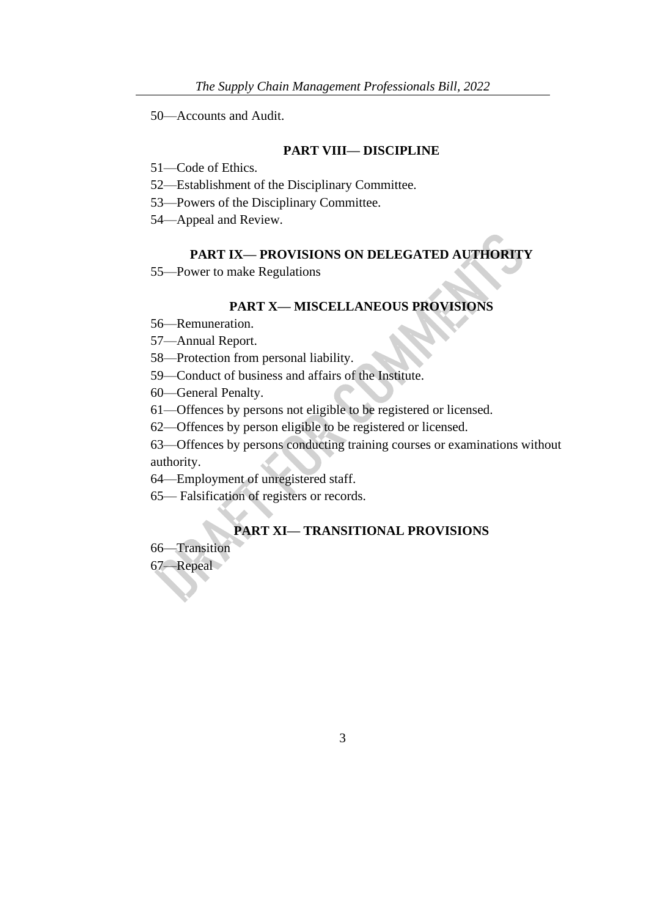50—Accounts and Audit.

**PART VIII— DISCIPLINE**

51—Code of Ethics.

52—Establishment of the Disciplinary Committee.

53—Powers of the Disciplinary Committee.

54—Appeal and Review.

**PART IX— PROVISIONS ON DELEGATED AUTHORITY**

55—Power to make Regulations

**PART X— MISCELLANEOUS PROVISIONS**

56—Remuneration.

57—Annual Report.

58—Protection from personal liability.

59—Conduct of business and affairs of the Institute.

60—General Penalty.

61—Offences by persons not eligible to be registered or licensed.

62—Offences by person eligible to be registered or licensed.

63—Offences by persons conducting training courses or examinations without authority.

64—Employment of unregistered staff.

65— Falsification of registers or records.

**PART XI— TRANSITIONAL PROVISIONS**

66—Transition

67—Repeal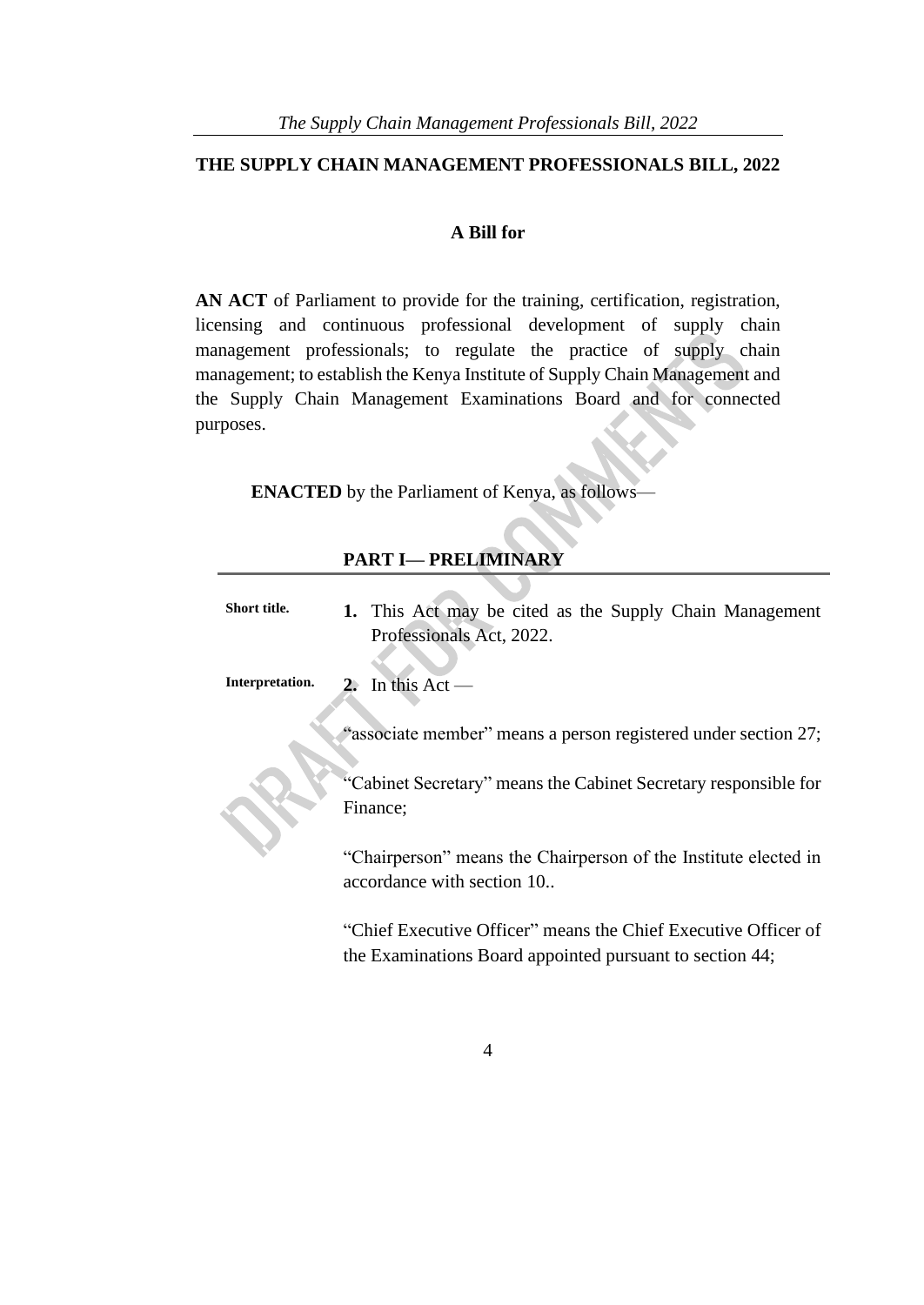# THE SUPPLY CHAIN MANAGEMENT PROFESSIONALS BILL, 2022

**A Bill for**

**AN ACT** of Parliament to provide for the training, certification, registration, licensing and continuous professional development of supply chain management professionals; to regulate the practice of supply chain management; to establish the Kenya Institute of Supply Chain Management and the Supply Chain Management Examinations Board and for connected purposes.

**ENACTED** by the Parliament of Kenya, as follows—

## PART I— PRELIMINARY

**Short title.**

**1.** This Act may be cited as the Supply Chain Management Professionals Act, 2022.

**Interpretation.**

**2.** In this Act —

"associate member" means a person registered under section 27;

"Cabinet Secretary" means the Cabinet Secretary responsible for Finance;

"Chairperson" means the Chairperson of the Institute elected in accordance with section 10..

"Chief Executive Officer" means the Chief Executive Officer of the Examinations Board appointed pursuant to section 44;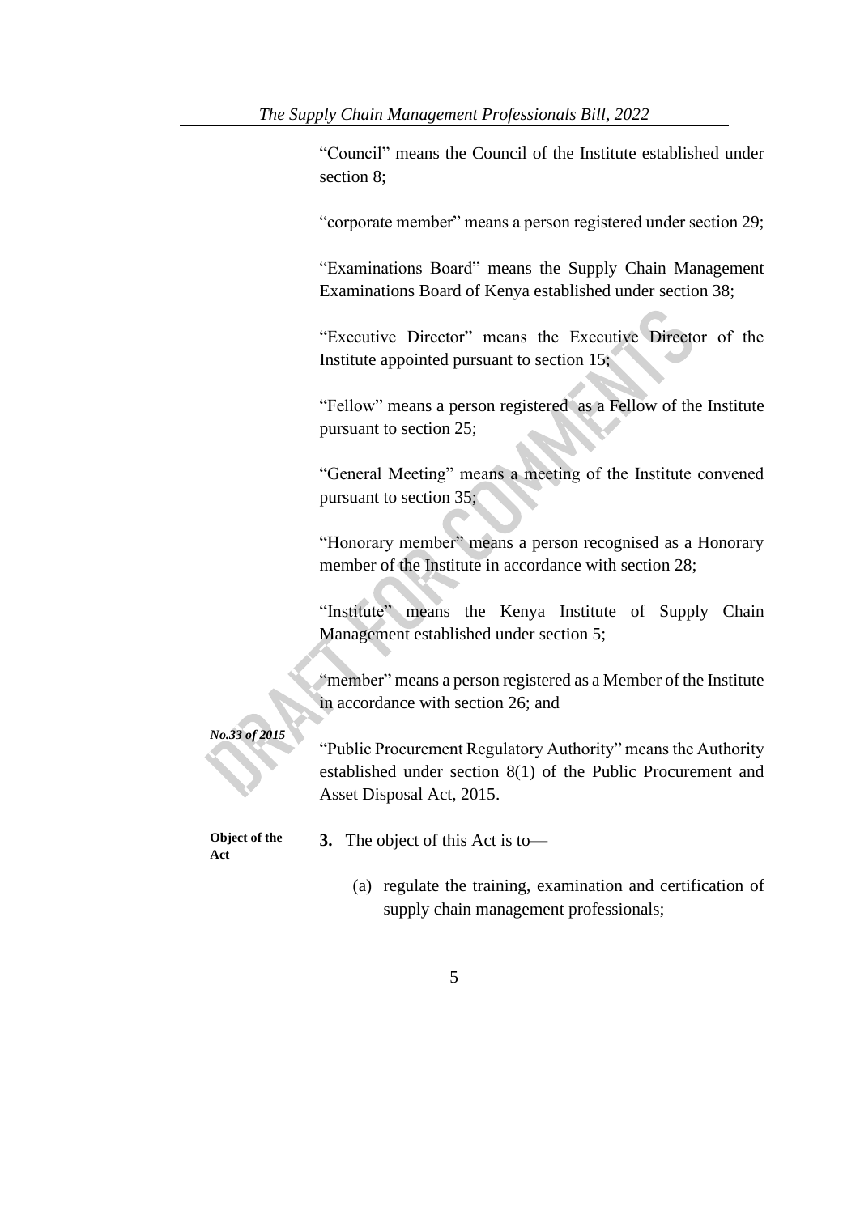"Council" means the Council of the Institute established under section 8;

"corporate member" means a person registered under section 29;

"Examinations Board" means the Supply Chain Management Examinations Board of Kenya established under section 38;

"Executive Director" means the Executive Director of the Institute appointed pursuant to section 15;

"Fellow" means a person registered as a Fellow of the Institute pursuant to section 25;

"General Meeting" means a meeting of the Institute convened pursuant to section 35;

"Honorary member" means a person recognised as a Honorary member of the Institute in accordance with section 28;

"Institute" means the Kenya Institute of Supply Chain Management established under section 5;

"member" means a person registered as a Member of the Institute in accordance with section 26; and

*No.33 of 2015*

"Public Procurement Regulatory Authority" means the Authority established under section 8(1) of the Public Procurement and Asset Disposal Act, 2015.

**Object of the Act**

**3.** The object of this Act is to—

(a) regulate the training, examination and certification of supply chain management professionals;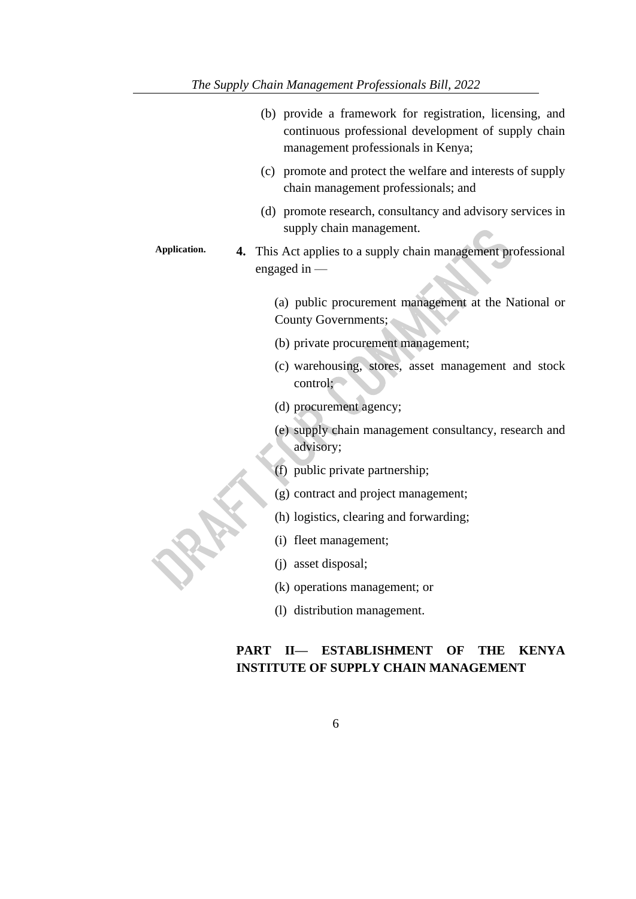(b) provide a framework for registration, licensing, and continuous professional development of supply chain management professionals in Kenya;

(c) promote and protect the welfare and interests of supply chain management professionals; and

(d) promote research, consultancy and advisory services in supply chain management.

**Application.**

**4.** This Act applies to a supply chain management professional engaged in —

(a) public procurement management at the National or County Governments;

(b) private procurement management;

(c) warehousing, stores, asset management and stock control;

(d) procurement agency;

(e) supply chain management consultancy, research and advisory;

(f) public private partnership;

(g) contract and project management;

(h) logistics, clearing and forwarding;

(i) fleet management;

(j) asset disposal;

(k) operations management; or

(l) distribution management.

## PART II— ESTABLISHMENT OF THE KENYA INSTITUTE OF SUPPLY CHAIN MANAGEMENT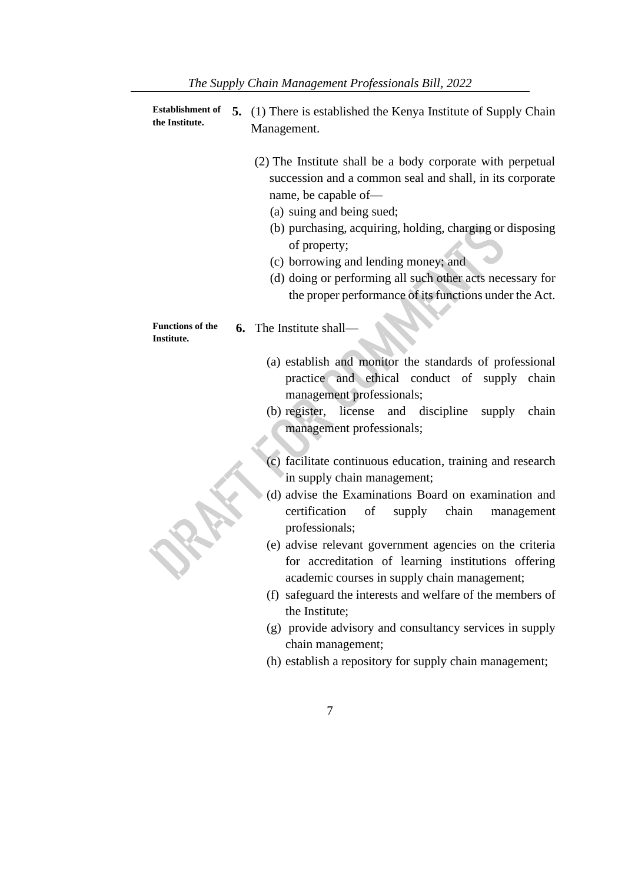**Establishment of the Institute.**

**5.** (1) There is established the Kenya Institute of Supply Chain Management.

(2) The Institute shall be a body corporate with perpetual succession and a common seal and shall, in its corporate name, be capable of—

(a) suing and being sued;

(b) purchasing, acquiring, holding, charging or disposing of property;

(c) borrowing and lending money; and

(d) doing or performing all such other acts necessary for the proper performance of its functions under the Act.

**Functions of the Institute.**

**6.** The Institute shall—

(a) establish and monitor the standards of professional practice and ethical conduct of supply chain management professionals;

(b) register, license and discipline supply chain management professionals;

(c) facilitate continuous education, training and research in supply chain management;

(d) advise the Examinations Board on examination and certification of supply chain management professionals;

(e) advise relevant government agencies on the criteria for accreditation of learning institutions offering academic courses in supply chain management;

(f) safeguard the interests and welfare of the members of the Institute;

(g) provide advisory and consultancy services in supply chain management;

(h) establish a repository for supply chain management;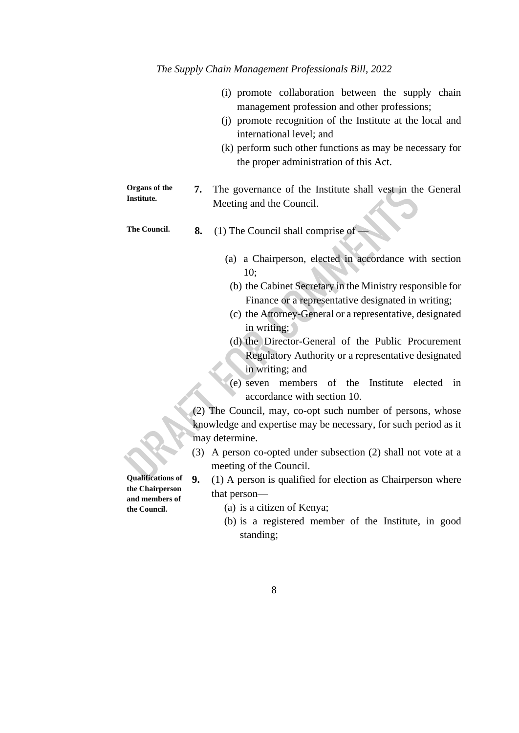(i) promote collaboration between the supply chain management profession and other professions;

(j) promote recognition of the Institute at the local and international level; and

(k) perform such other functions as may be necessary for the proper administration of this Act.

**Organs of the Institute.**

**7.** The governance of the Institute shall vest in the General Meeting and the Council.

**The Council.**

**8.** (1) The Council shall comprise of —

(a) a Chairperson, elected in accordance with section 10;

(b) the Cabinet Secretary in the Ministry responsible for Finance or a representative designated in writing;

(c) the Attorney-General or a representative, designated in writing;

(d) the Director-General of the Public Procurement Regulatory Authority or a representative designated in writing; and

(e) seven members of the Institute elected in accordance with section 10.

(2) The Council, may, co-opt such number of persons, whose knowledge and expertise may be necessary, for such period as it may determine.

(3) A person co-opted under subsection (2) shall not vote at a meeting of the Council.

**Qualifications of the Chairperson and members of the Council.**

**9.** (1) A person is qualified for election as Chairperson where that person—

(a) is a citizen of Kenya;

(b) is a registered member of the Institute, in good standing;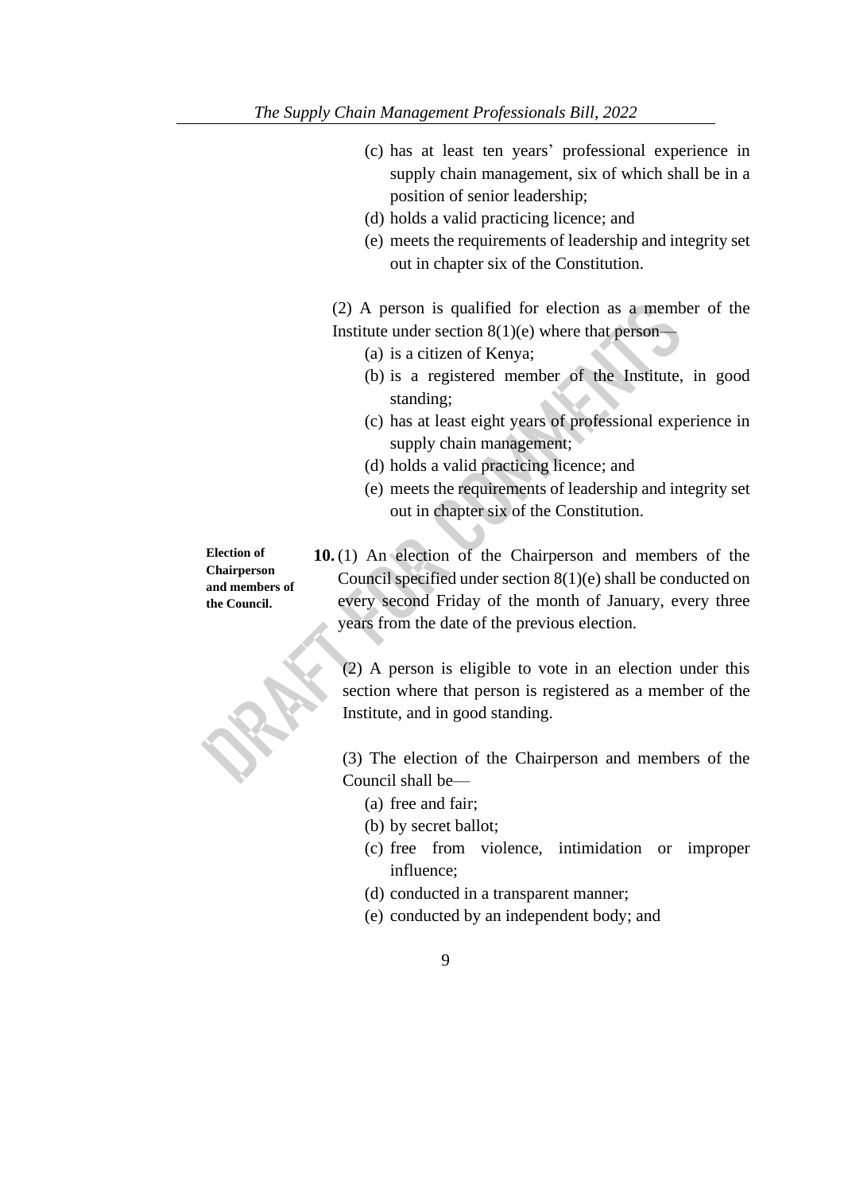(c) has at least ten years' professional experience in supply chain management, six of which shall be in a position of senior leadership;

(d) holds a valid practicing licence; and

(e) meets the requirements of leadership and integrity set out in chapter six of the Constitution.

(2) A person is qualified for election as a member of the Institute under section 8(1)(e) where that person—

(a) is a citizen of Kenya;

(b) is a registered member of the Institute, in good standing;

(c) has at least eight years of professional experience in supply chain management;

(d) holds a valid practicing licence; and

(e) meets the requirements of leadership and integrity set out in chapter six of the Constitution.

**Election of Chairperson and members of the Council.**

**10.** (1) An election of the Chairperson and members of the Council specified under section 8(1)(e) shall be conducted on every second Friday of the month of January, every three years from the date of the previous election.

(2) A person is eligible to vote in an election under this section where that person is registered as a member of the Institute, and in good standing.

(3) The election of the Chairperson and members of the Council shall be—

(a) free and fair;

(b) by secret ballot;

(c) free from violence, intimidation or improper influence;

(d) conducted in a transparent manner;

(e) conducted by an independent body; and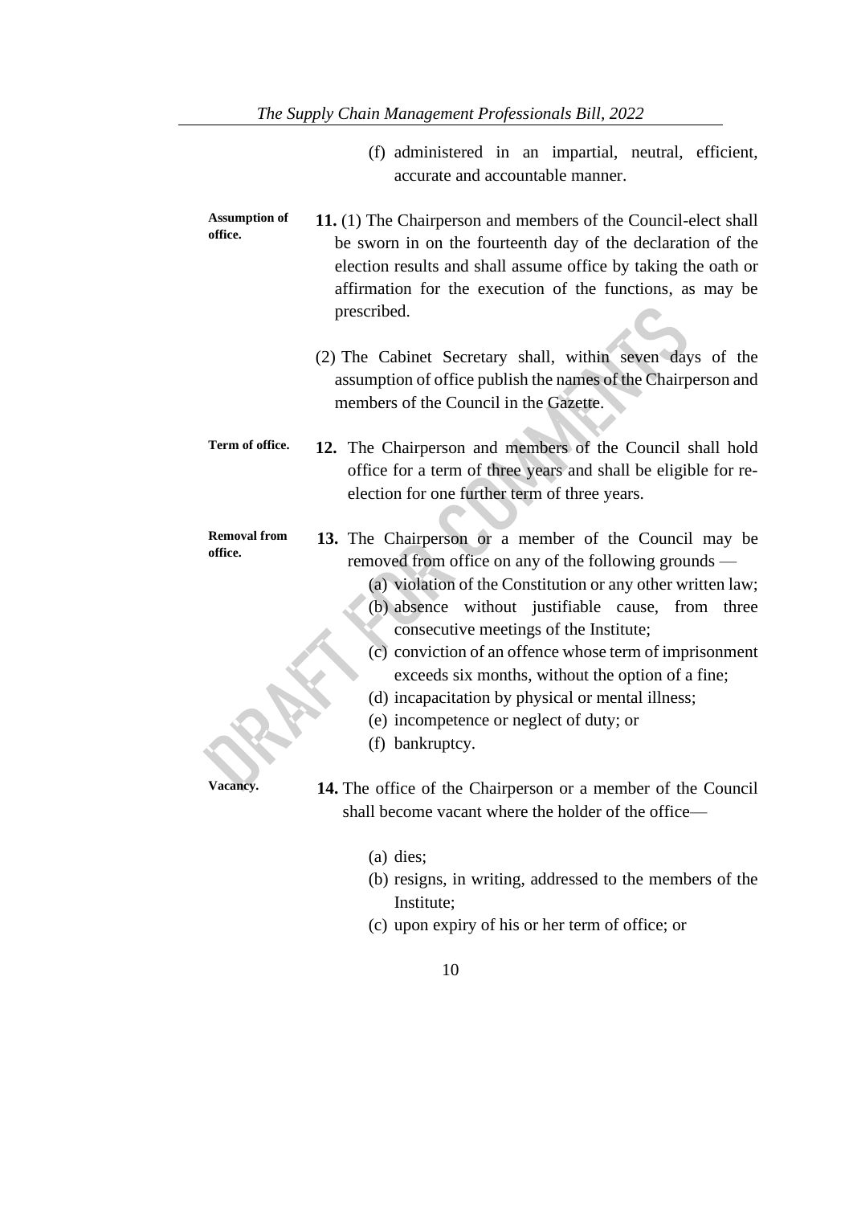(f) administered in an impartial, neutral, efficient, accurate and accountable manner.

**Assumption of office.**

**11.** (1) The Chairperson and members of the Council-elect shall be sworn in on the fourteenth day of the declaration of the election results and shall assume office by taking the oath or affirmation for the execution of the functions, as may be prescribed.

(2) The Cabinet Secretary shall, within seven days of the assumption of office publish the names of the Chairperson and members of the Council in the Gazette.

**Term of office.**

**12.** The Chairperson and members of the Council shall hold office for a term of three years and shall be eligible for re-election for one further term of three years.

**Removal from office.**

**13.** The Chairperson or a member of the Council may be removed from office on any of the following grounds —

(a) violation of the Constitution or any other written law;

(b) absence without justifiable cause, from three consecutive meetings of the Institute;

(c) conviction of an offence whose term of imprisonment exceeds six months, without the option of a fine;

(d) incapacitation by physical or mental illness;

(e) incompetence or neglect of duty; or

(f) bankruptcy.

**Vacancy.**

**14.** The office of the Chairperson or a member of the Council shall become vacant where the holder of the office—

(a) dies;

(b) resigns, in writing, addressed to the members of the Institute;

(c) upon expiry of his or her term of office; or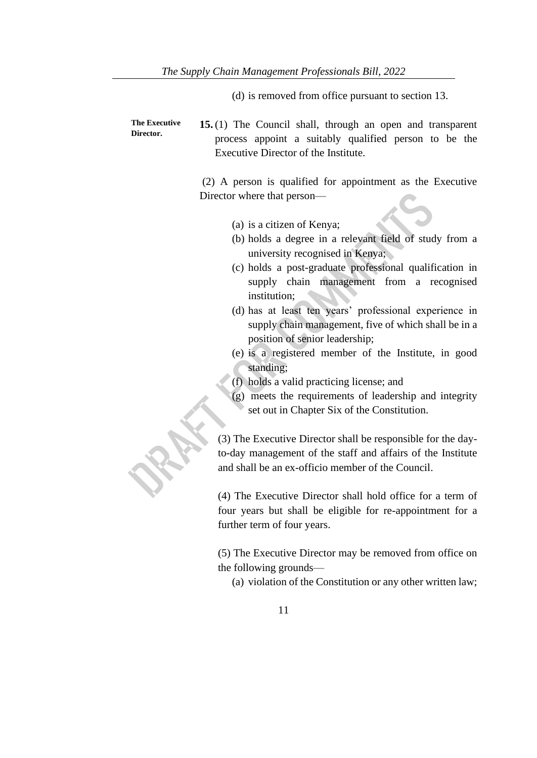(d) is removed from office pursuant to section 13.

**The Executive Director.**

**15.** (1) The Council shall, through an open and transparent process appoint a suitably qualified person to be the Executive Director of the Institute.

(2) A person is qualified for appointment as the Executive Director where that person—

(a) is a citizen of Kenya;

(b) holds a degree in a relevant field of study from a university recognised in Kenya;

(c) holds a post-graduate professional qualification in supply chain management from a recognised institution;

(d) has at least ten years' professional experience in supply chain management, five of which shall be in a position of senior leadership;

(e) is a registered member of the Institute, in good standing;

(f) holds a valid practicing license; and

(g) meets the requirements of leadership and integrity set out in Chapter Six of the Constitution.

(3) The Executive Director shall be responsible for the day-to-day management of the staff and affairs of the Institute and shall be an ex-officio member of the Council.

(4) The Executive Director shall hold office for a term of four years but shall be eligible for re-appointment for a further term of four years.

(5) The Executive Director may be removed from office on the following grounds—

(a) violation of the Constitution or any other written law;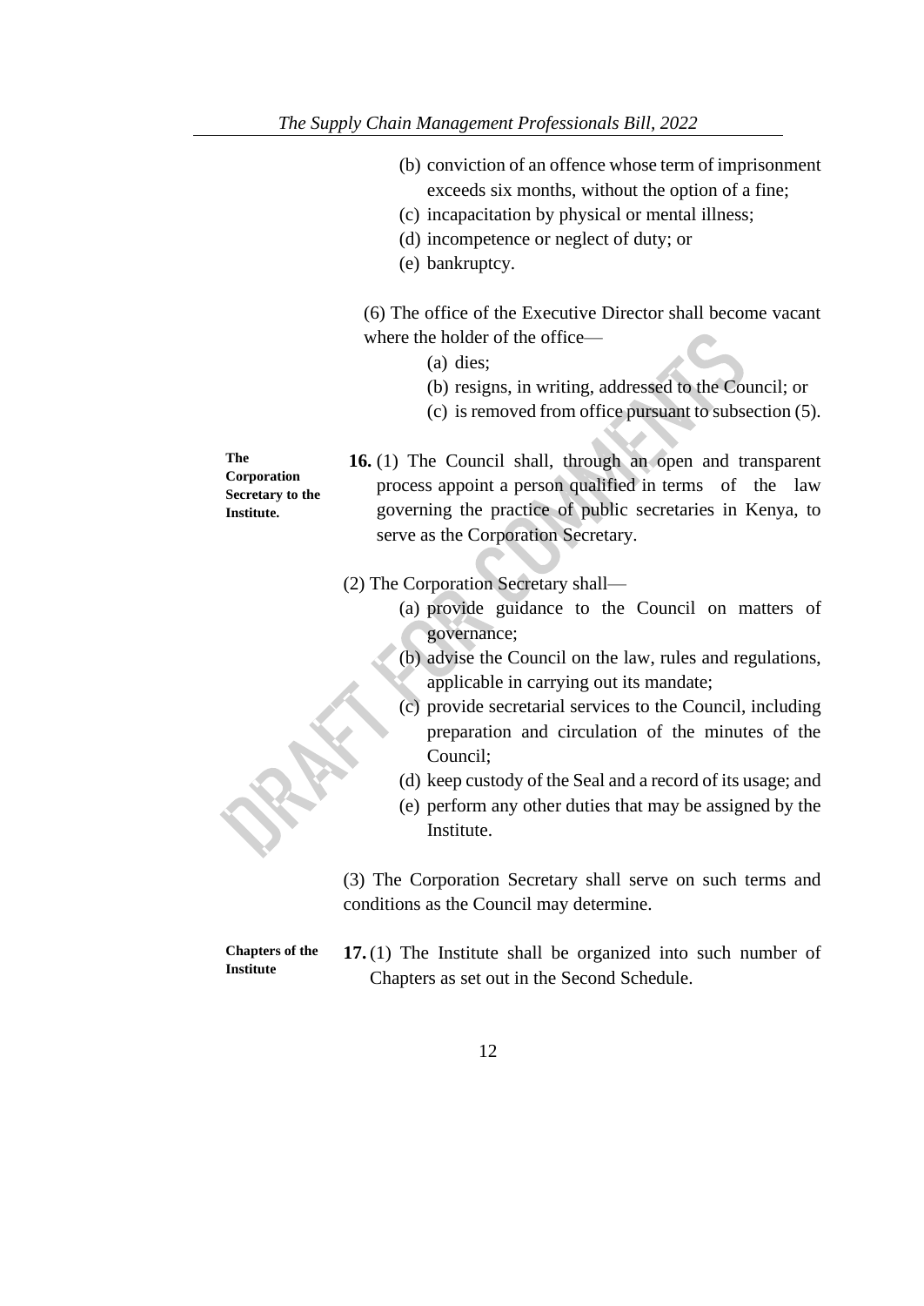(b) conviction of an offence whose term of imprisonment exceeds six months, without the option of a fine;

(c) incapacitation by physical or mental illness;

(d) incompetence or neglect of duty; or

(e) bankruptcy.

(6) The office of the Executive Director shall become vacant where the holder of the office—

(a) dies;

(b) resigns, in writing, addressed to the Council; or

(c) is removed from office pursuant to subsection (5).

**The Corporation Secretary to the Institute.**

**16.** (1) The Council shall, through an open and transparent process appoint a person qualified in terms of the law governing the practice of public secretaries in Kenya, to serve as the Corporation Secretary.

(2) The Corporation Secretary shall—

(a) provide guidance to the Council on matters of governance;

(b) advise the Council on the law, rules and regulations, applicable in carrying out its mandate;

(c) provide secretarial services to the Council, including preparation and circulation of the minutes of the Council;

(d) keep custody of the Seal and a record of its usage; and

(e) perform any other duties that may be assigned by the Institute.

(3) The Corporation Secretary shall serve on such terms and conditions as the Council may determine.

**Chapters of the Institute**

**17.** (1) The Institute shall be organized into such number of Chapters as set out in the Second Schedule.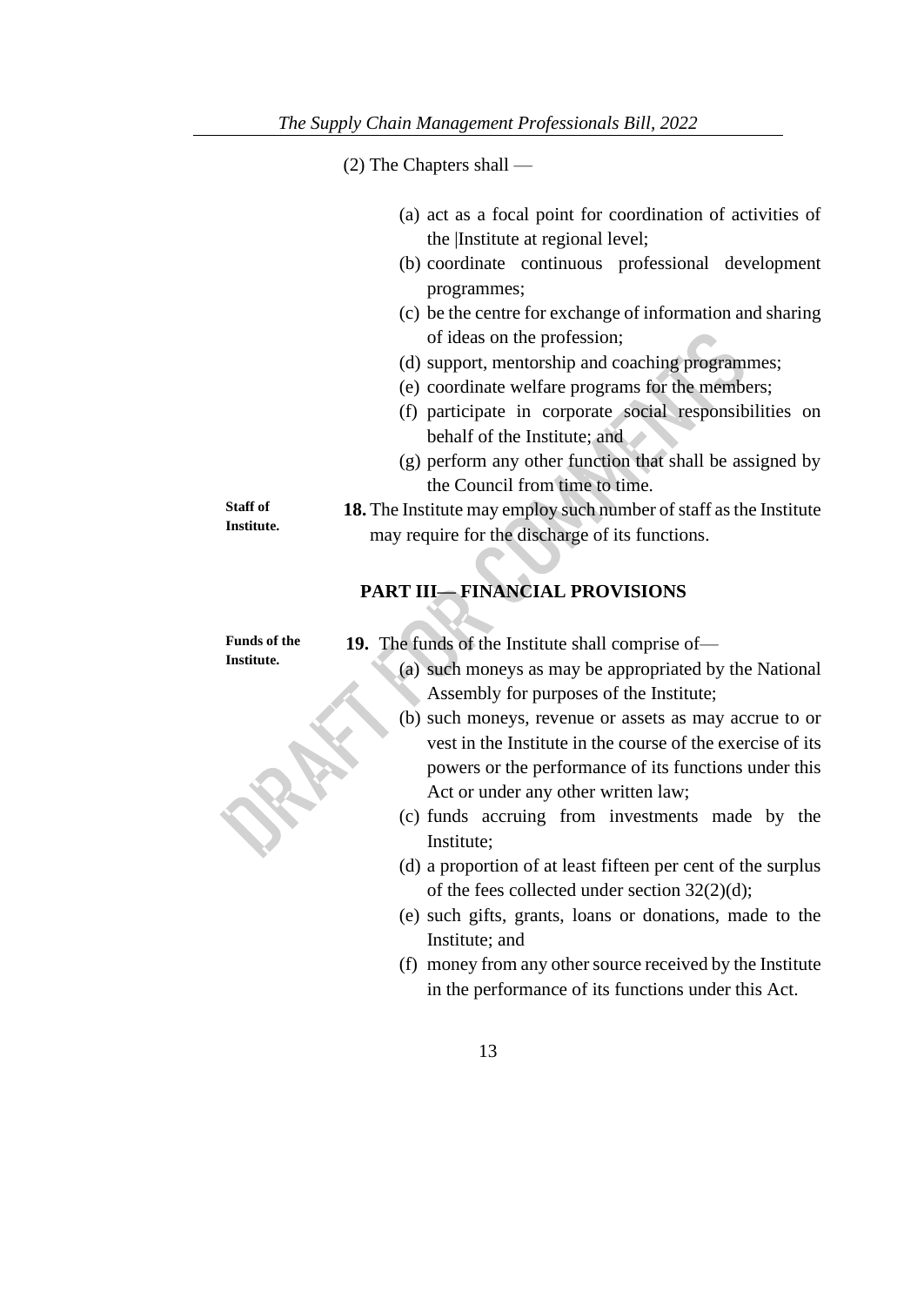(2) The Chapters shall —

(a) act as a focal point for coordination of activities of the |Institute at regional level;

(b) coordinate continuous professional development programmes;

(c) be the centre for exchange of information and sharing of ideas on the profession;

(d) support, mentorship and coaching programmes;

(e) coordinate welfare programs for the members;

(f) participate in corporate social responsibilities on behalf of the Institute; and

(g) perform any other function that shall be assigned by the Council from time to time.

**Staff of Institute.**

**18.** The Institute may employ such number of staff as the Institute may require for the discharge of its functions.

## PART III— FINANCIAL PROVISIONS

**Funds of the Institute.**

**19.** The funds of the Institute shall comprise of—

(a) such moneys as may be appropriated by the National Assembly for purposes of the Institute;

(b) such moneys, revenue or assets as may accrue to or vest in the Institute in the course of the exercise of its powers or the performance of its functions under this Act or under any other written law;

(c) funds accruing from investments made by the Institute;

(d) a proportion of at least fifteen per cent of the surplus of the fees collected under section 32(2)(d);

(e) such gifts, grants, loans or donations, made to the Institute; and

(f) money from any other source received by the Institute in the performance of its functions under this Act.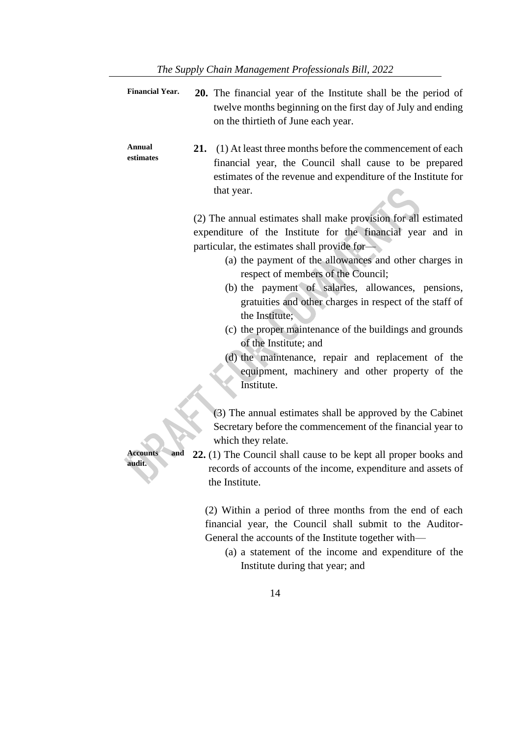**Financial Year.**

**20.** The financial year of the Institute shall be the period of twelve months beginning on the first day of July and ending on the thirtieth of June each year.

**Annual estimates**

**21.** (1) At least three months before the commencement of each financial year, the Council shall cause to be prepared estimates of the revenue and expenditure of the Institute for that year.

(2) The annual estimates shall make provision for all estimated expenditure of the Institute for the financial year and in particular, the estimates shall provide for—

(a) the payment of the allowances and other charges in respect of members of the Council;

(b) the payment of salaries, allowances, pensions, gratuities and other charges in respect of the staff of the Institute;

(c) the proper maintenance of the buildings and grounds of the Institute; and

(d) the maintenance, repair and replacement of the equipment, machinery and other property of the Institute.

(3) The annual estimates shall be approved by the Cabinet Secretary before the commencement of the financial year to which they relate.

**Accounts and audit.**

**22.** (1) The Council shall cause to be kept all proper books and records of accounts of the income, expenditure and assets of the Institute.

(2) Within a period of three months from the end of each financial year, the Council shall submit to the Auditor-General the accounts of the Institute together with—

(a) a statement of the income and expenditure of the Institute during that year; and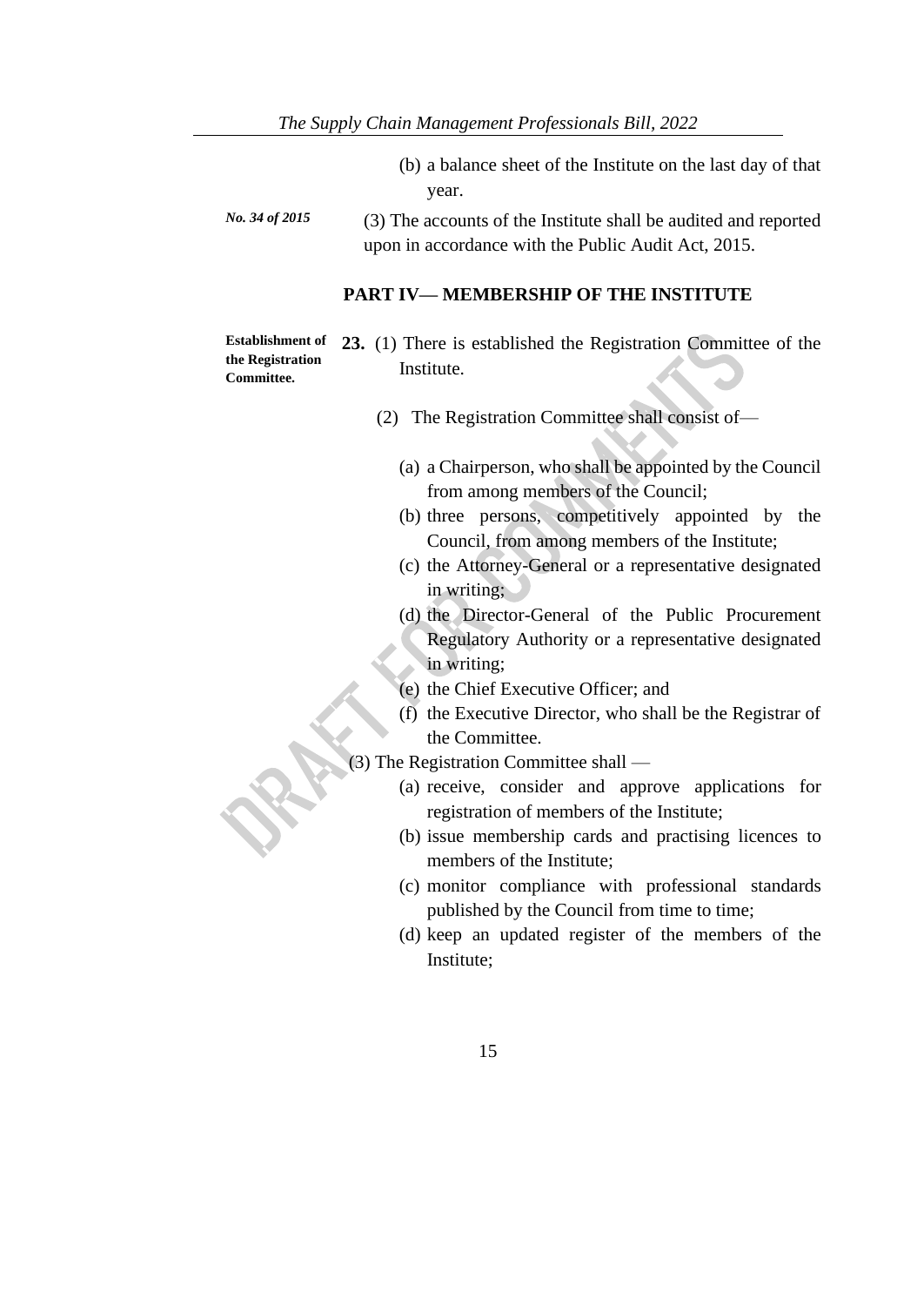(b) a balance sheet of the Institute on the last day of that year.

*No. 34 of 2015*

(3) The accounts of the Institute shall be audited and reported upon in accordance with the Public Audit Act, 2015.

## PART IV— MEMBERSHIP OF THE INSTITUTE

**Establishment of the Registration Committee.**

**23.** (1) There is established the Registration Committee of the Institute.

(2) The Registration Committee shall consist of—

(a) a Chairperson, who shall be appointed by the Council from among members of the Council;

(b) three persons, competitively appointed by the Council, from among members of the Institute;

(c) the Attorney-General or a representative designated in writing;

(d) the Director-General of the Public Procurement Regulatory Authority or a representative designated in writing;

(e) the Chief Executive Officer; and

(f) the Executive Director, who shall be the Registrar of the Committee.

(3) The Registration Committee shall —

(a) receive, consider and approve applications for registration of members of the Institute;

(b) issue membership cards and practising licences to members of the Institute;

(c) monitor compliance with professional standards published by the Council from time to time;

(d) keep an updated register of the members of the Institute;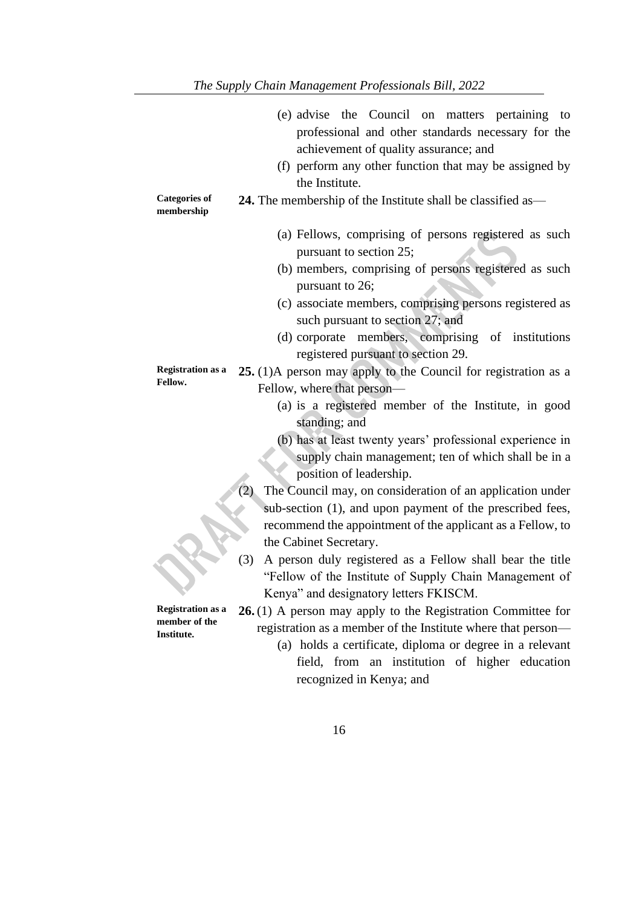(e) advise the Council on matters pertaining to professional and other standards necessary for the achievement of quality assurance; and

(f) perform any other function that may be assigned by the Institute.

**Categories of membership**

**24.** The membership of the Institute shall be classified as—

(a) Fellows, comprising of persons registered as such pursuant to section 25;

(b) members, comprising of persons registered as such pursuant to 26;

(c) associate members, comprising persons registered as such pursuant to section 27; and

(d) corporate members, comprising of institutions registered pursuant to section 29.

**Registration as a Fellow.**

**25.** (1)A person may apply to the Council for registration as a Fellow, where that person—

(a) is a registered member of the Institute, in good standing; and

(b) has at least twenty years' professional experience in supply chain management; ten of which shall be in a position of leadership.

(2) The Council may, on consideration of an application under sub-section (1), and upon payment of the prescribed fees, recommend the appointment of the applicant as a Fellow, to the Cabinet Secretary.

(3) A person duly registered as a Fellow shall bear the title "Fellow of the Institute of Supply Chain Management of Kenya" and designatory letters FKISCM.

**Registration as a member of the Institute.**

**26.** (1) A person may apply to the Registration Committee for registration as a member of the Institute where that person—

(a) holds a certificate, diploma or degree in a relevant field, from an institution of higher education recognized in Kenya; and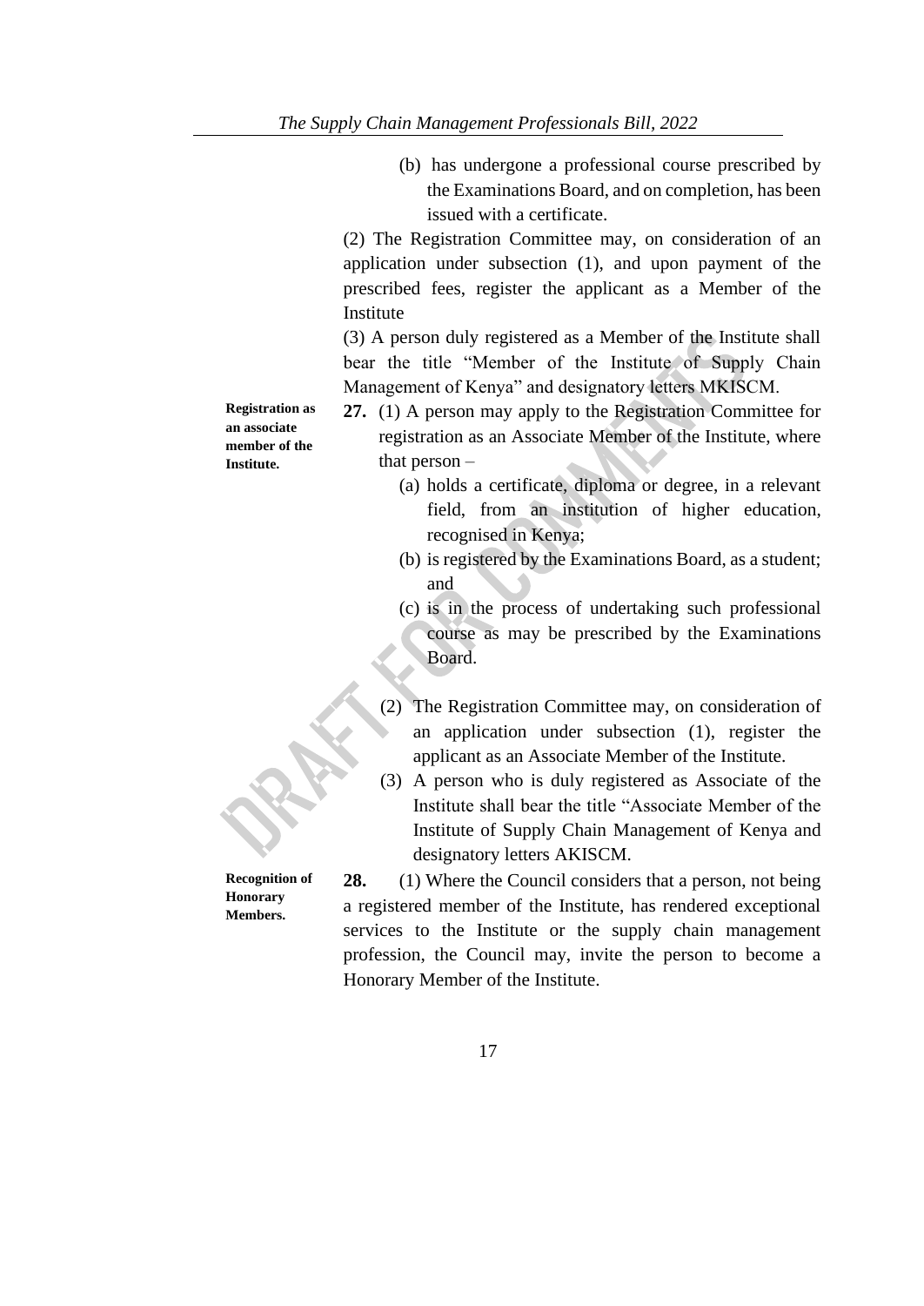(b) has undergone a professional course prescribed by the Examinations Board, and on completion, has been issued with a certificate.

(2) The Registration Committee may, on consideration of an application under subsection (1), and upon payment of the prescribed fees, register the applicant as a Member of the Institute

(3) A person duly registered as a Member of the Institute shall bear the title "Member of the Institute of Supply Chain Management of Kenya" and designatory letters MKISCM.

**Registration as an associate member of the Institute.**

**27.** (1) A person may apply to the Registration Committee for registration as an Associate Member of the Institute, where that person –

(a) holds a certificate, diploma or degree, in a relevant field, from an institution of higher education, recognised in Kenya;

(b) is registered by the Examinations Board, as a student; and

(c) is in the process of undertaking such professional course as may be prescribed by the Examinations Board.

(2) The Registration Committee may, on consideration of an application under subsection (1), register the applicant as an Associate Member of the Institute.

(3) A person who is duly registered as Associate of the Institute shall bear the title "Associate Member of the Institute of Supply Chain Management of Kenya and designatory letters AKISCM.

**Recognition of Honorary Members.**

**28.** (1) Where the Council considers that a person, not being a registered member of the Institute, has rendered exceptional services to the Institute or the supply chain management profession, the Council may, invite the person to become a Honorary Member of the Institute.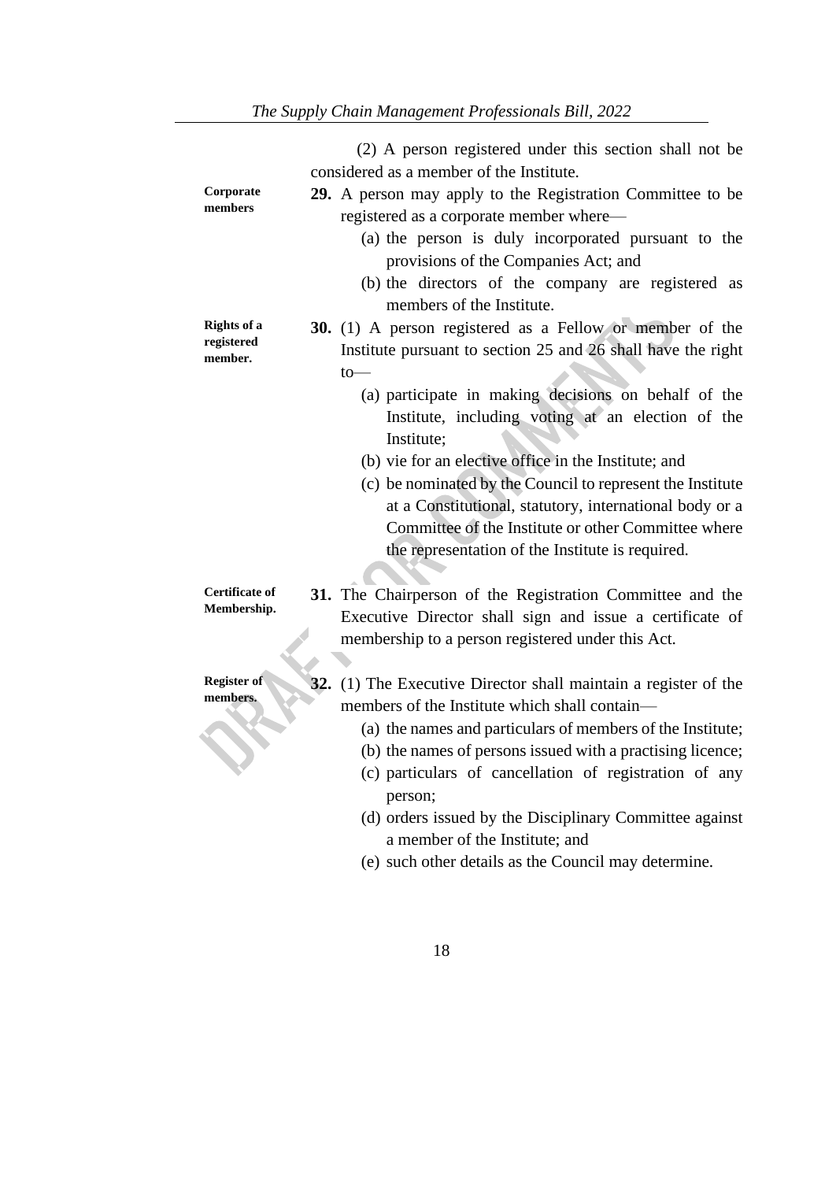(2) A person registered under this section shall not be considered as a member of the Institute.

**Corporate members**

**29.** A person may apply to the Registration Committee to be registered as a corporate member where—

(a) the person is duly incorporated pursuant to the provisions of the Companies Act; and

(b) the directors of the company are registered as members of the Institute.

**Rights of a registered member.**

**30.** (1) A person registered as a Fellow or member of the Institute pursuant to section 25 and 26 shall have the right to—

(a) participate in making decisions on behalf of the Institute, including voting at an election of the Institute;

(b) vie for an elective office in the Institute; and

(c) be nominated by the Council to represent the Institute at a Constitutional, statutory, international body or a Committee of the Institute or other Committee where the representation of the Institute is required.

**Certificate of Membership.**

**31.** The Chairperson of the Registration Committee and the Executive Director shall sign and issue a certificate of membership to a person registered under this Act.

**Register of members.**

**32.** (1) The Executive Director shall maintain a register of the members of the Institute which shall contain—

(a) the names and particulars of members of the Institute;

(b) the names of persons issued with a practising licence;

(c) particulars of cancellation of registration of any person;

(d) orders issued by the Disciplinary Committee against a member of the Institute; and

(e) such other details as the Council may determine.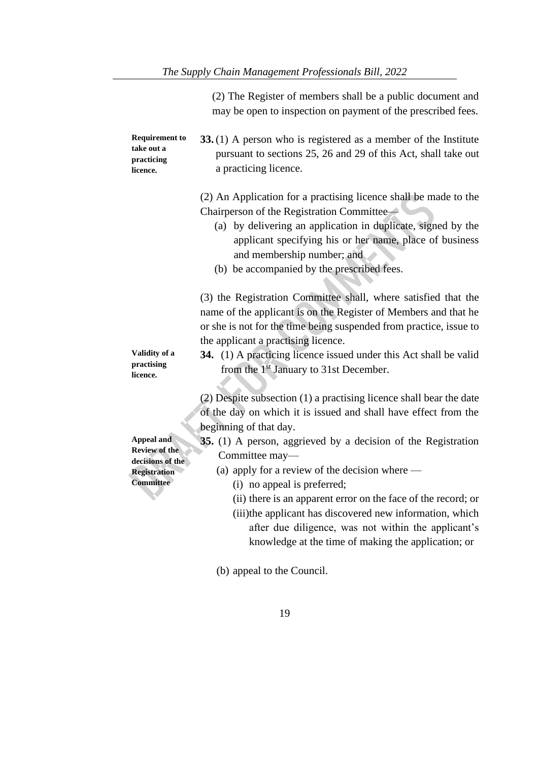(2) The Register of members shall be a public document and may be open to inspection on payment of the prescribed fees.

**Requirement to take out a practicing licence.**

**33.** (1) A person who is registered as a member of the Institute pursuant to sections 25, 26 and 29 of this Act, shall take out a practicing licence.

(2) An Application for a practising licence shall be made to the Chairperson of the Registration Committee—

(a) by delivering an application in duplicate, signed by the applicant specifying his or her name, place of business and membership number; and

(b) be accompanied by the prescribed fees.

(3) the Registration Committee shall, where satisfied that the name of the applicant is on the Register of Members and that he or she is not for the time being suspended from practice, issue to the applicant a practising licence.

**Validity of a practising licence.**

**34.** (1) A practicing licence issued under this Act shall be valid from the 1st January to 31st December.

(2) Despite subsection (1) a practising licence shall bear the date of the day on which it is issued and shall have effect from the beginning of that day.

**Appeal and Review of the decisions of the Registration Committee**

**35.** (1) A person, aggrieved by a decision of the Registration Committee may—

(a) apply for a review of the decision where —

(i) no appeal is preferred;

(ii) there is an apparent error on the face of the record; or

(iii) the applicant has discovered new information, which after due diligence, was not within the applicant's knowledge at the time of making the application; or

(b) appeal to the Council.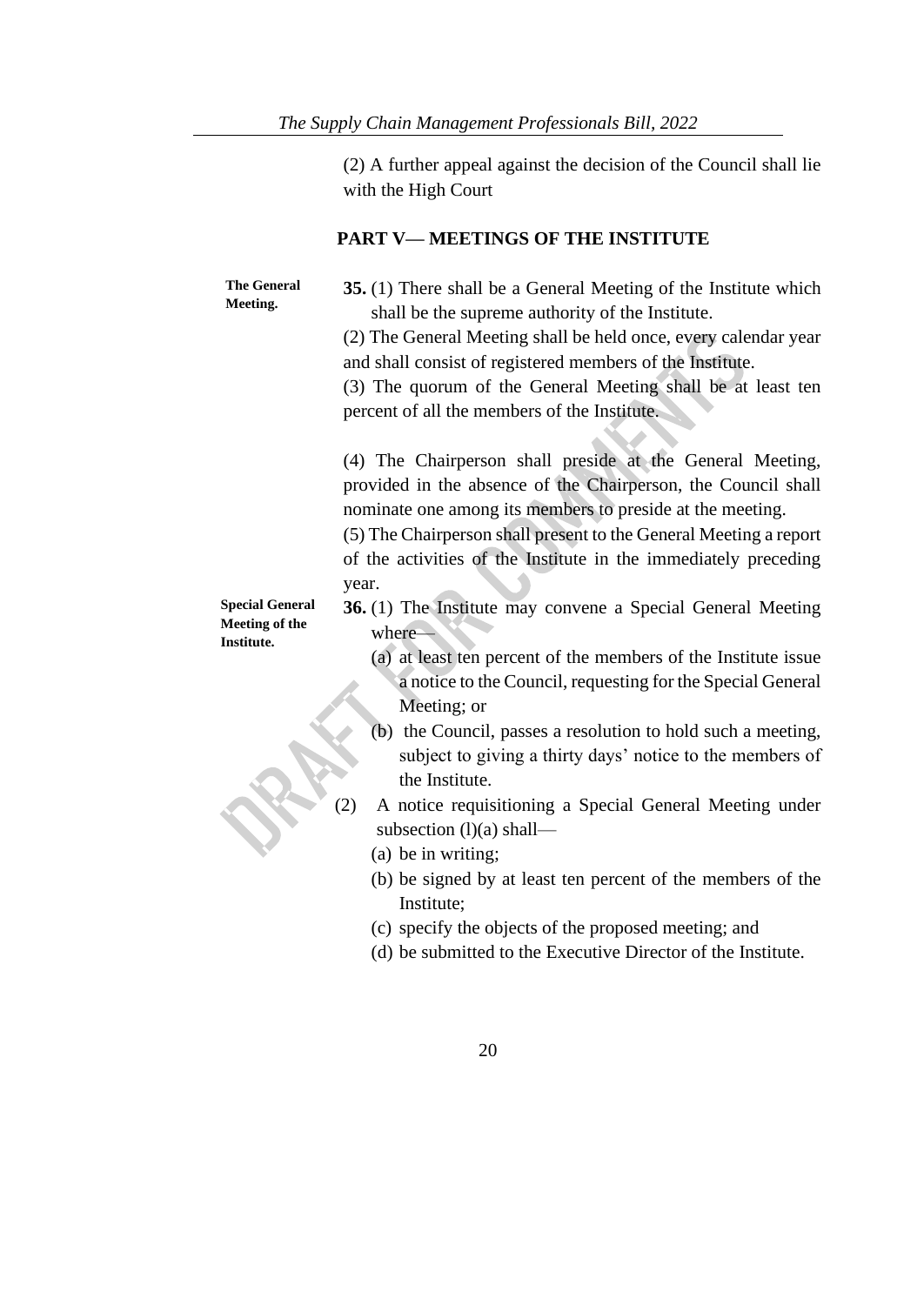(2) A further appeal against the decision of the Council shall lie with the High Court

## PART V— MEETINGS OF THE INSTITUTE

**The General Meeting.**

**35.** (1) There shall be a General Meeting of the Institute which shall be the supreme authority of the Institute.

(2) The General Meeting shall be held once, every calendar year and shall consist of registered members of the Institute.

(3) The quorum of the General Meeting shall be at least ten percent of all the members of the Institute.

(4) The Chairperson shall preside at the General Meeting, provided in the absence of the Chairperson, the Council shall nominate one among its members to preside at the meeting.

(5) The Chairperson shall present to the General Meeting a report of the activities of the Institute in the immediately preceding year.

**Special General Meeting of the Institute.**

**36.** (1) The Institute may convene a Special General Meeting where—

(a) at least ten percent of the members of the Institute issue a notice to the Council, requesting for the Special General Meeting; or

(b) the Council, passes a resolution to hold such a meeting, subject to giving a thirty days' notice to the members of the Institute.

(2) A notice requisitioning a Special General Meeting under subsection (l)(a) shall—

(a) be in writing;

(b) be signed by at least ten percent of the members of the Institute;

(c) specify the objects of the proposed meeting; and

(d) be submitted to the Executive Director of the Institute.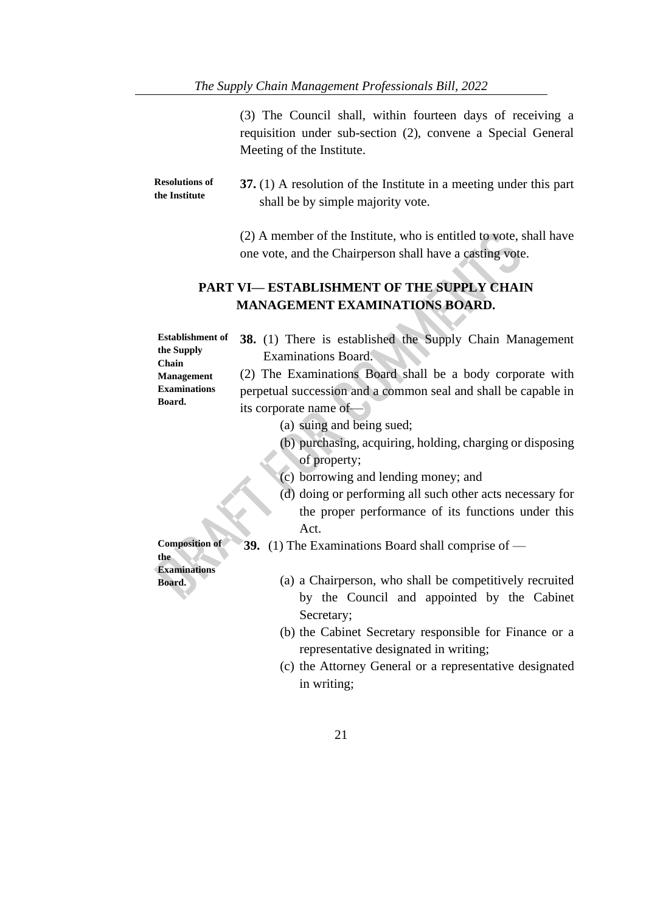(3) The Council shall, within fourteen days of receiving a requisition under sub-section (2), convene a Special General Meeting of the Institute.

**Resolutions of the Institute**

**37.** (1) A resolution of the Institute in a meeting under this part shall be by simple majority vote.

(2) A member of the Institute, who is entitled to vote, shall have one vote, and the Chairperson shall have a casting vote.

## PART VI— ESTABLISHMENT OF THE SUPPLY CHAIN MANAGEMENT EXAMINATIONS BOARD.

**Establishment of the Supply Chain Management Examinations Board.**

**38.** (1) There is established the Supply Chain Management Examinations Board.

(2) The Examinations Board shall be a body corporate with perpetual succession and a common seal and shall be capable in its corporate name of—

- (a) suing and being sued;
- (b) purchasing, acquiring, holding, charging or disposing of property;
- (c) borrowing and lending money; and
- (d) doing or performing all such other acts necessary for the proper performance of its functions under this Act.

**Composition of the Examinations Board.**

**39.** (1) The Examinations Board shall comprise of —

- (a) a Chairperson, who shall be competitively recruited by the Council and appointed by the Cabinet Secretary;
- (b) the Cabinet Secretary responsible for Finance or a representative designated in writing;
- (c) the Attorney General or a representative designated in writing;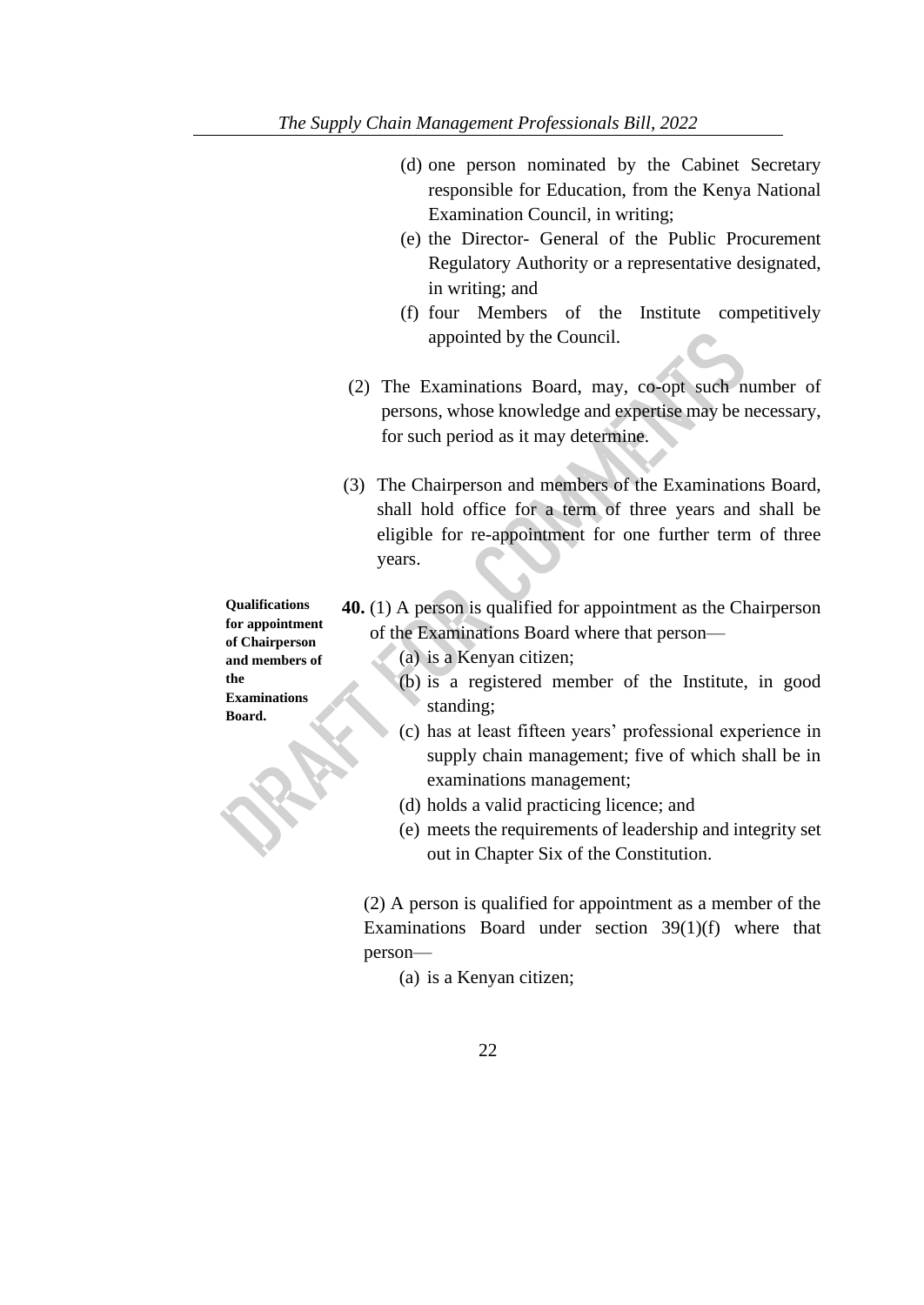(d) one person nominated by the Cabinet Secretary responsible for Education, from the Kenya National Examination Council, in writing;

(e) the Director- General of the Public Procurement Regulatory Authority or a representative designated, in writing; and

(f) four Members of the Institute competitively appointed by the Council.

(2) The Examinations Board, may, co-opt such number of persons, whose knowledge and expertise may be necessary, for such period as it may determine.

(3) The Chairperson and members of the Examinations Board, shall hold office for a term of three years and shall be eligible for re-appointment for one further term of three years.

**Qualifications for appointment of Chairperson and members of the Examinations Board.**

**40.** (1) A person is qualified for appointment as the Chairperson of the Examinations Board where that person—

(a) is a Kenyan citizen;

(b) is a registered member of the Institute, in good standing;

(c) has at least fifteen years' professional experience in supply chain management; five of which shall be in examinations management;

(d) holds a valid practicing licence; and

(e) meets the requirements of leadership and integrity set out in Chapter Six of the Constitution.

(2) A person is qualified for appointment as a member of the Examinations Board under section 39(1)(f) where that person—

(a) is a Kenyan citizen;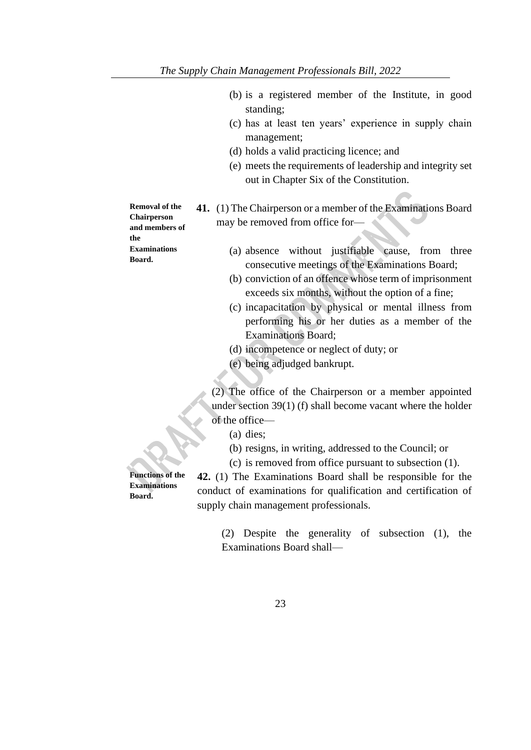(b) is a registered member of the Institute, in good standing;

(c) has at least ten years' experience in supply chain management;

(d) holds a valid practicing licence; and

(e) meets the requirements of leadership and integrity set out in Chapter Six of the Constitution.

**Removal of the Chairperson and members of the Examinations Board.**

**41.** (1) The Chairperson or a member of the Examinations Board may be removed from office for—

(a) absence without justifiable cause, from three consecutive meetings of the Examinations Board;

(b) conviction of an offence whose term of imprisonment exceeds six months, without the option of a fine;

(c) incapacitation by physical or mental illness from performing his or her duties as a member of the Examinations Board;

(d) incompetence or neglect of duty; or

(e) being adjudged bankrupt.

(2) The office of the Chairperson or a member appointed under section 39(1) (f) shall become vacant where the holder of the office—

(a) dies;

(b) resigns, in writing, addressed to the Council; or

(c) is removed from office pursuant to subsection (1).

**Functions of the Examinations Board.**

**42.** (1) The Examinations Board shall be responsible for the conduct of examinations for qualification and certification of supply chain management professionals.

(2) Despite the generality of subsection (1), the Examinations Board shall—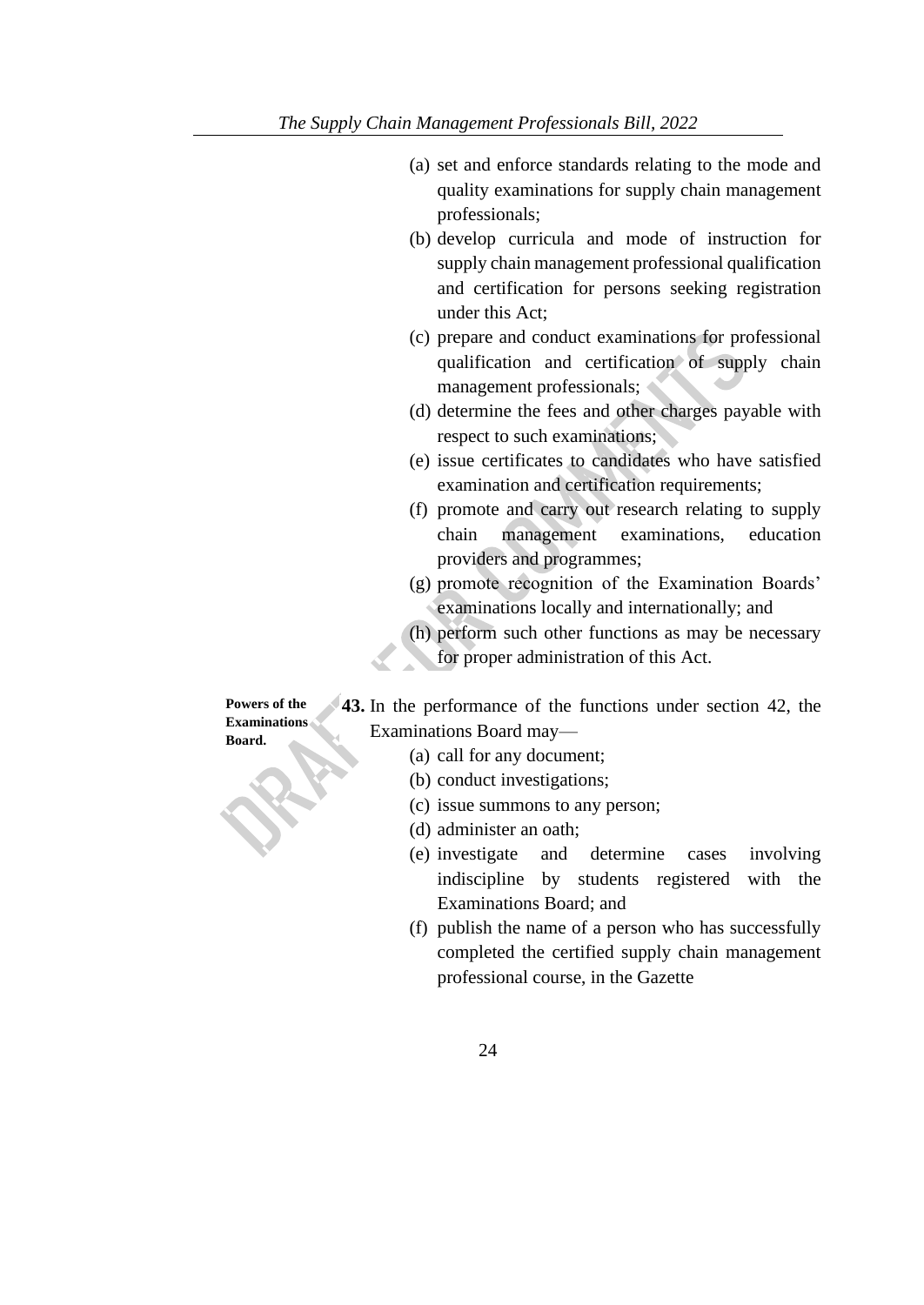(a) set and enforce standards relating to the mode and quality examinations for supply chain management professionals;

(b) develop curricula and mode of instruction for supply chain management professional qualification and certification for persons seeking registration under this Act;

(c) prepare and conduct examinations for professional qualification and certification of supply chain management professionals;

(d) determine the fees and other charges payable with respect to such examinations;

(e) issue certificates to candidates who have satisfied examination and certification requirements;

(f) promote and carry out research relating to supply chain management examinations, education providers and programmes;

(g) promote recognition of the Examination Boards' examinations locally and internationally; and

(h) perform such other functions as may be necessary for proper administration of this Act.

**Powers of the Examinations Board.**

**43.** In the performance of the functions under section 42, the Examinations Board may—

(a) call for any document;

(b) conduct investigations;

(c) issue summons to any person;

(d) administer an oath;

(e) investigate and determine cases involving indiscipline by students registered with the Examinations Board; and

(f) publish the name of a person who has successfully completed the certified supply chain management professional course, in the Gazette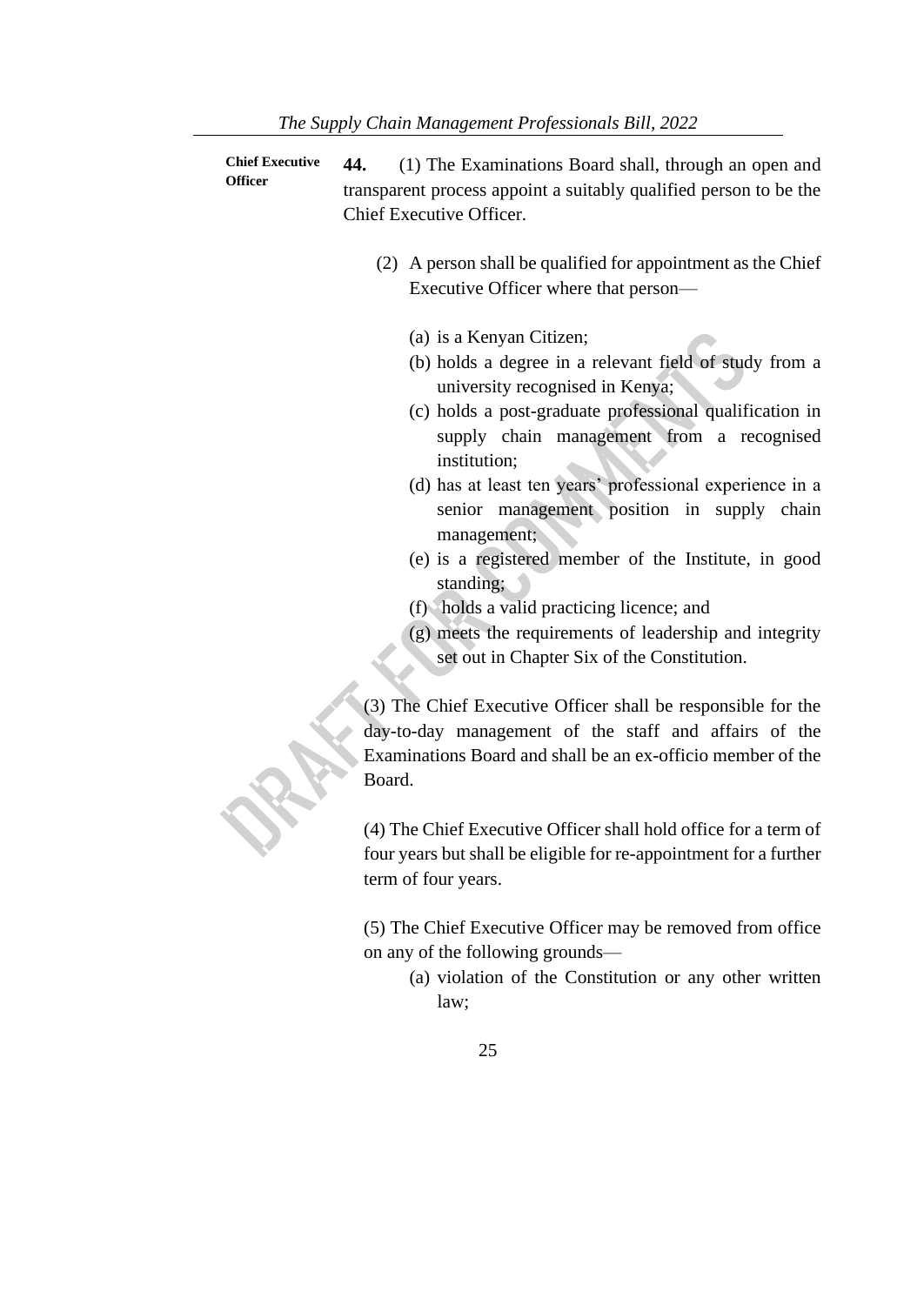**Chief Executive Officer**

**44.** (1) The Examinations Board shall, through an open and transparent process appoint a suitably qualified person to be the Chief Executive Officer.

(2) A person shall be qualified for appointment as the Chief Executive Officer where that person—

(a) is a Kenyan Citizen;

(b) holds a degree in a relevant field of study from a university recognised in Kenya;

(c) holds a post-graduate professional qualification in supply chain management from a recognised institution;

(d) has at least ten years' professional experience in a senior management position in supply chain management;

(e) is a registered member of the Institute, in good standing;

(f) holds a valid practicing licence; and

(g) meets the requirements of leadership and integrity set out in Chapter Six of the Constitution.

(3) The Chief Executive Officer shall be responsible for the day-to-day management of the staff and affairs of the Examinations Board and shall be an ex-officio member of the Board.

(4) The Chief Executive Officer shall hold office for a term of four years but shall be eligible for re-appointment for a further term of four years.

(5) The Chief Executive Officer may be removed from office on any of the following grounds—

(a) violation of the Constitution or any other written law;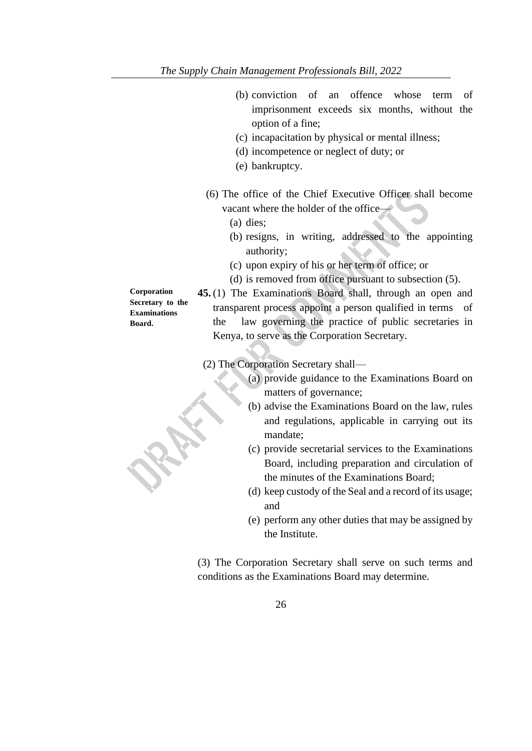(b) conviction of an offence whose term of imprisonment exceeds six months, without the option of a fine;

(c) incapacitation by physical or mental illness;

(d) incompetence or neglect of duty; or

(e) bankruptcy.

(6) The office of the Chief Executive Officer shall become vacant where the holder of the office—

(a) dies;

(b) resigns, in writing, addressed to the appointing authority;

(c) upon expiry of his or her term of office; or

(d) is removed from office pursuant to subsection (5).

**Corporation Secretary to the Examinations Board.**

**45.** (1) The Examinations Board shall, through an open and transparent process appoint a person qualified in terms of the law governing the practice of public secretaries in Kenya, to serve as the Corporation Secretary.

(2) The Corporation Secretary shall—

(a) provide guidance to the Examinations Board on matters of governance;

(b) advise the Examinations Board on the law, rules and regulations, applicable in carrying out its mandate;

(c) provide secretarial services to the Examinations Board, including preparation and circulation of the minutes of the Examinations Board;

(d) keep custody of the Seal and a record of its usage; and

(e) perform any other duties that may be assigned by the Institute.

(3) The Corporation Secretary shall serve on such terms and conditions as the Examinations Board may determine.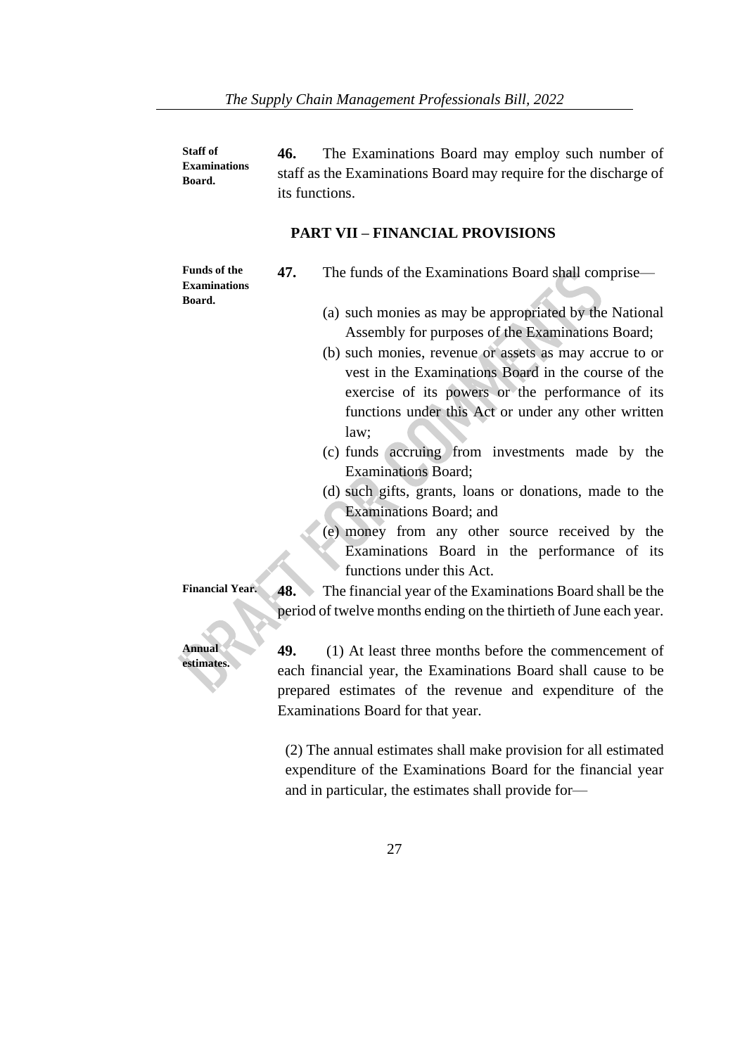**Staff of Examinations Board.**

**46.** The Examinations Board may employ such number of staff as the Examinations Board may require for the discharge of its functions.

## PART VII – FINANCIAL PROVISIONS

**Funds of the Examinations Board.**

**47.** The funds of the Examinations Board shall comprise—

(a) such monies as may be appropriated by the National Assembly for purposes of the Examinations Board;

(b) such monies, revenue or assets as may accrue to or vest in the Examinations Board in the course of the exercise of its powers or the performance of its functions under this Act or under any other written law;

(c) funds accruing from investments made by the Examinations Board;

(d) such gifts, grants, loans or donations, made to the Examinations Board; and

(e) money from any other source received by the Examinations Board in the performance of its functions under this Act.

**Financial Year.**

**48.** The financial year of the Examinations Board shall be the period of twelve months ending on the thirtieth of June each year.

**Annual estimates.**

**49.** (1) At least three months before the commencement of each financial year, the Examinations Board shall cause to be prepared estimates of the revenue and expenditure of the Examinations Board for that year.

(2) The annual estimates shall make provision for all estimated expenditure of the Examinations Board for the financial year and in particular, the estimates shall provide for—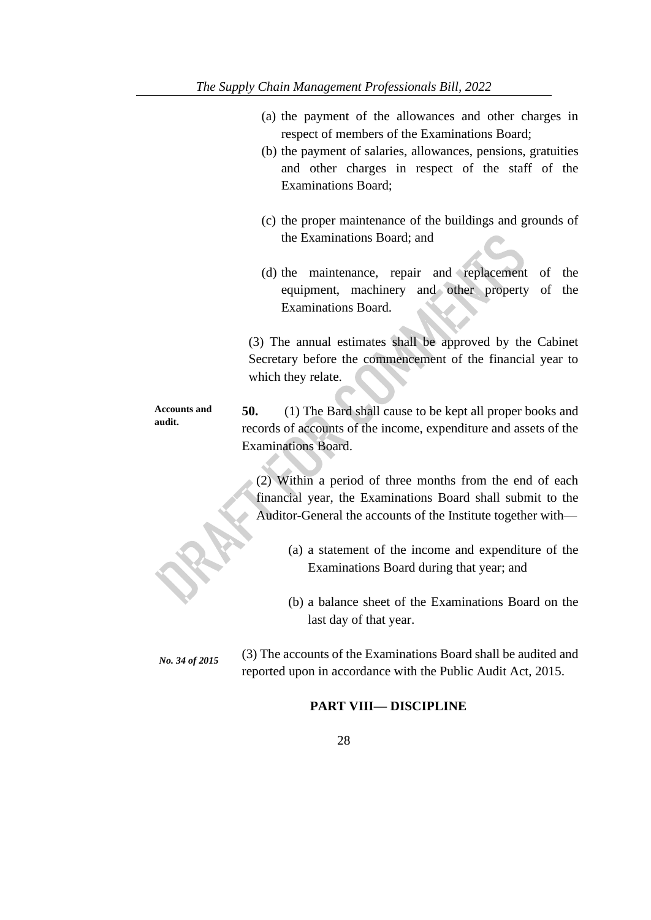(a) the payment of the allowances and other charges in respect of members of the Examinations Board;

(b) the payment of salaries, allowances, pensions, gratuities and other charges in respect of the staff of the Examinations Board;

(c) the proper maintenance of the buildings and grounds of the Examinations Board; and

(d) the maintenance, repair and replacement of the equipment, machinery and other property of the Examinations Board.

(3) The annual estimates shall be approved by the Cabinet Secretary before the commencement of the financial year to which they relate.

**Accounts and audit.**

**50.** (1) The Bard shall cause to be kept all proper books and records of accounts of the income, expenditure and assets of the Examinations Board.

(2) Within a period of three months from the end of each financial year, the Examinations Board shall submit to the Auditor-General the accounts of the Institute together with—

(a) a statement of the income and expenditure of the Examinations Board during that year; and

(b) a balance sheet of the Examinations Board on the last day of that year.

*No. 34 of 2015*

(3) The accounts of the Examinations Board shall be audited and reported upon in accordance with the Public Audit Act, 2015.

## PART VIII— DISCIPLINE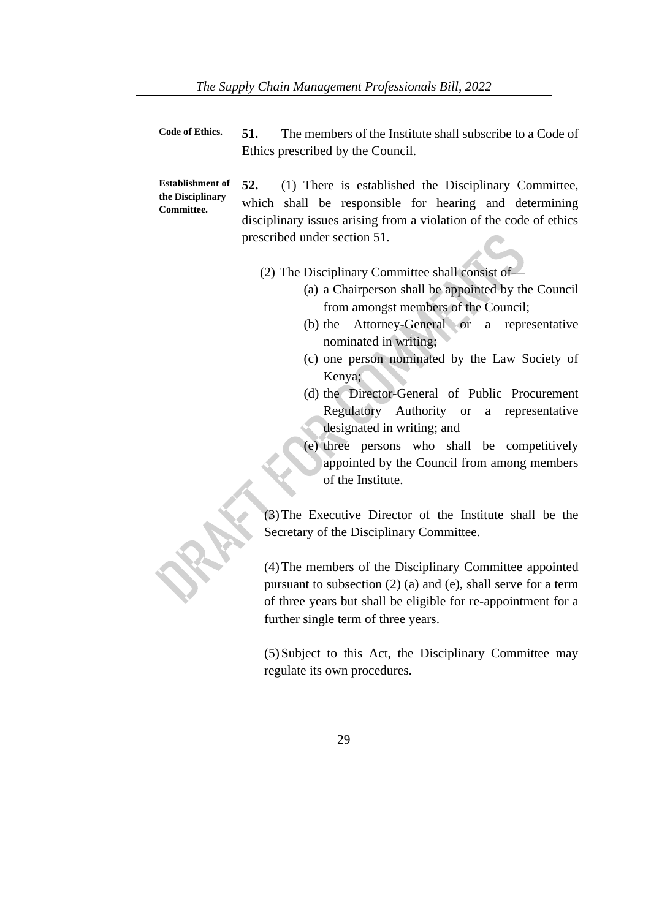**Code of Ethics.**

**51.** The members of the Institute shall subscribe to a Code of Ethics prescribed by the Council.

**Establishment of the Disciplinary Committee.**

**52.** (1) There is established the Disciplinary Committee, which shall be responsible for hearing and determining disciplinary issues arising from a violation of the code of ethics prescribed under section 51.

(2) The Disciplinary Committee shall consist of—

(a) a Chairperson shall be appointed by the Council from amongst members of the Council;

(b) the Attorney-General or a representative nominated in writing;

(c) one person nominated by the Law Society of Kenya;

(d) the Director-General of Public Procurement Regulatory Authority or a representative designated in writing; and

(e) three persons who shall be competitively appointed by the Council from among members of the Institute.

(3) The Executive Director of the Institute shall be the Secretary of the Disciplinary Committee.

(4) The members of the Disciplinary Committee appointed pursuant to subsection (2) (a) and (e), shall serve for a term of three years but shall be eligible for re-appointment for a further single term of three years.

(5) Subject to this Act, the Disciplinary Committee may regulate its own procedures.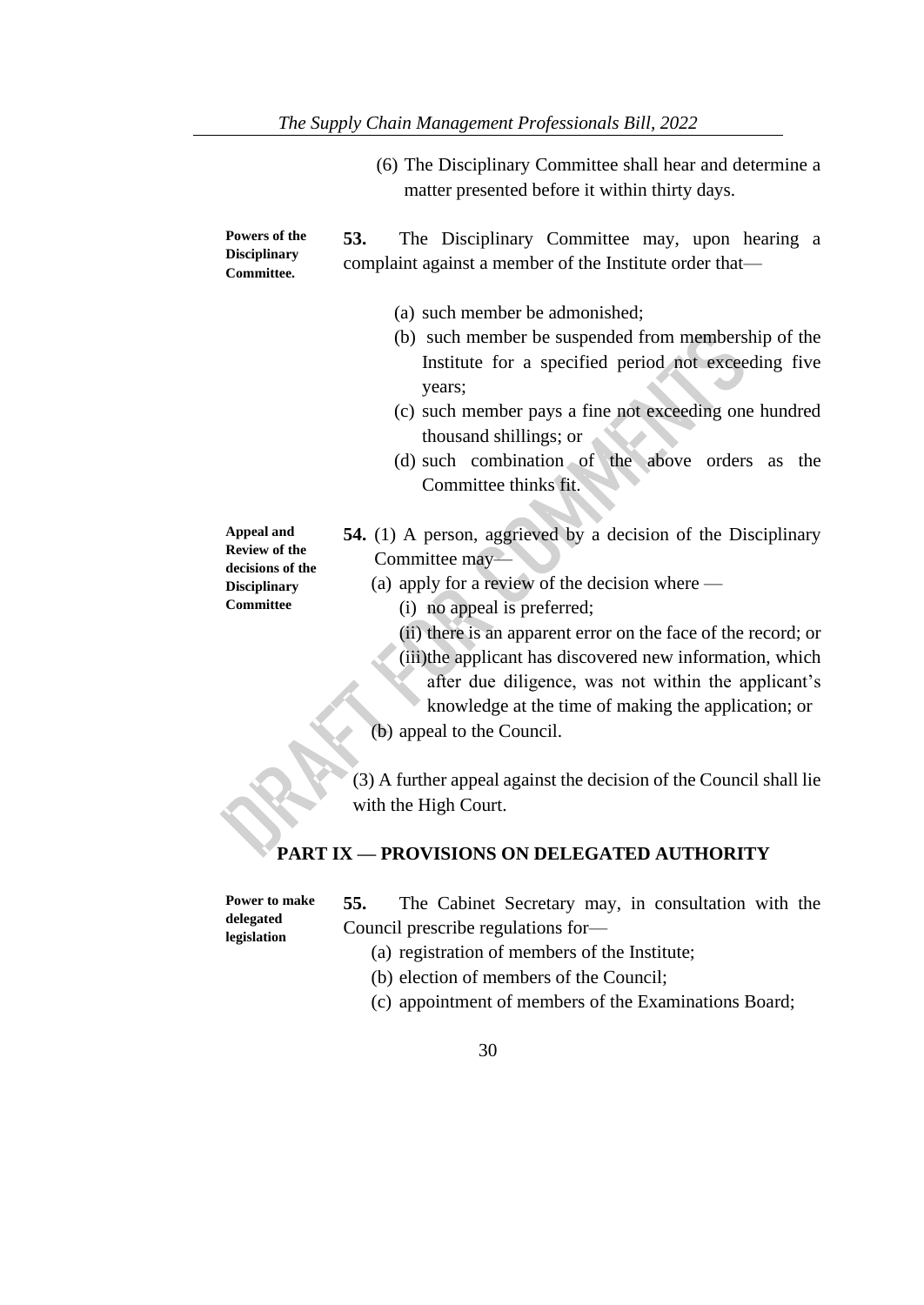(6) The Disciplinary Committee shall hear and determine a matter presented before it within thirty days.

**Powers of the Disciplinary Committee.**

**53.** The Disciplinary Committee may, upon hearing a complaint against a member of the Institute order that—

(a) such member be admonished;

(b) such member be suspended from membership of the Institute for a specified period not exceeding five years;

(c) such member pays a fine not exceeding one hundred thousand shillings; or

(d) such combination of the above orders as the Committee thinks fit.

**Appeal and Review of the decisions of the Disciplinary Committee**

**54.** (1) A person, aggrieved by a decision of the Disciplinary Committee may—

(a) apply for a review of the decision where —

(i) no appeal is preferred;

(ii) there is an apparent error on the face of the record; or

(iii)the applicant has discovered new information, which after due diligence, was not within the applicant's knowledge at the time of making the application; or

(b) appeal to the Council.

(3) A further appeal against the decision of the Council shall lie with the High Court.

## PART IX — PROVISIONS ON DELEGATED AUTHORITY

**Power to make delegated legislation**

**55.** The Cabinet Secretary may, in consultation with the Council prescribe regulations for—

(a) registration of members of the Institute;

(b) election of members of the Council;

(c) appointment of members of the Examinations Board;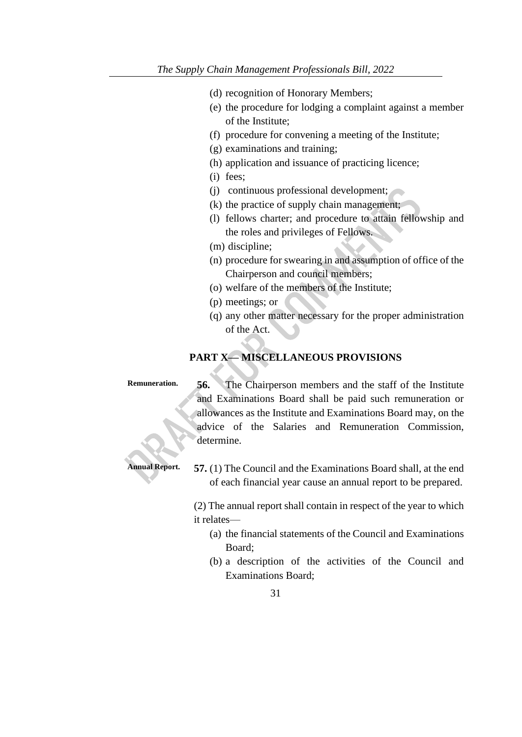(d) recognition of Honorary Members;

(e) the procedure for lodging a complaint against a member of the Institute;

(f) procedure for convening a meeting of the Institute;

(g) examinations and training;

(h) application and issuance of practicing licence;

(i) fees;

(j) continuous professional development;

(k) the practice of supply chain management;

(l) fellows charter; and procedure to attain fellowship and the roles and privileges of Fellows.

(m) discipline;

(n) procedure for swearing in and assumption of office of the Chairperson and council members;

(o) welfare of the members of the Institute;

(p) meetings; or

(q) any other matter necessary for the proper administration of the Act.

## PART X— MISCELLANEOUS PROVISIONS

**Remuneration.**

**56.** The Chairperson members and the staff of the Institute and Examinations Board shall be paid such remuneration or allowances as the Institute and Examinations Board may, on the advice of the Salaries and Remuneration Commission, determine.

**Annual Report.**

**57.** (1) The Council and the Examinations Board shall, at the end of each financial year cause an annual report to be prepared.

(2) The annual report shall contain in respect of the year to which it relates—

(a) the financial statements of the Council and Examinations Board;

(b) a description of the activities of the Council and Examinations Board;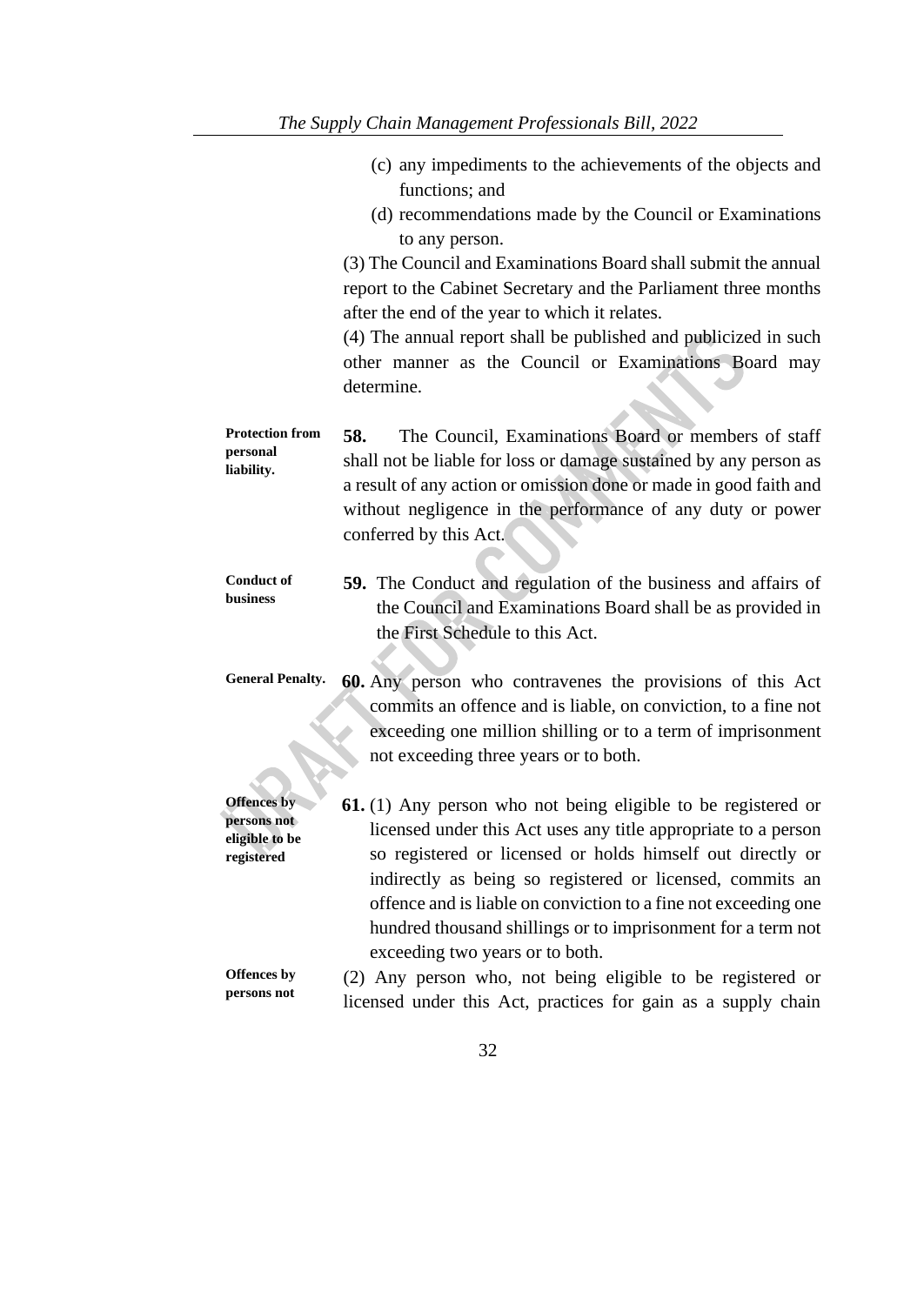(c) any impediments to the achievements of the objects and functions; and

(d) recommendations made by the Council or Examinations to any person.

(3) The Council and Examinations Board shall submit the annual report to the Cabinet Secretary and the Parliament three months after the end of the year to which it relates.

(4) The annual report shall be published and publicized in such other manner as the Council or Examinations Board may determine.

**Protection from personal liability.**

**58.** The Council, Examinations Board or members of staff shall not be liable for loss or damage sustained by any person as a result of any action or omission done or made in good faith and without negligence in the performance of any duty or power conferred by this Act.

**Conduct of business**

**59.** The Conduct and regulation of the business and affairs of the Council and Examinations Board shall be as provided in the First Schedule to this Act.

**General Penalty.**

**60.** Any person who contravenes the provisions of this Act commits an offence and is liable, on conviction, to a fine not exceeding one million shilling or to a term of imprisonment not exceeding three years or to both.

**Offences by persons not eligible to be registered**

**61.** (1) Any person who not being eligible to be registered or licensed under this Act uses any title appropriate to a person so registered or licensed or holds himself out directly or indirectly as being so registered or licensed, commits an offence and is liable on conviction to a fine not exceeding one hundred thousand shillings or to imprisonment for a term not exceeding two years or to both.

**Offences by persons not**

(2) Any person who, not being eligible to be registered or licensed under this Act, practices for gain as a supply chain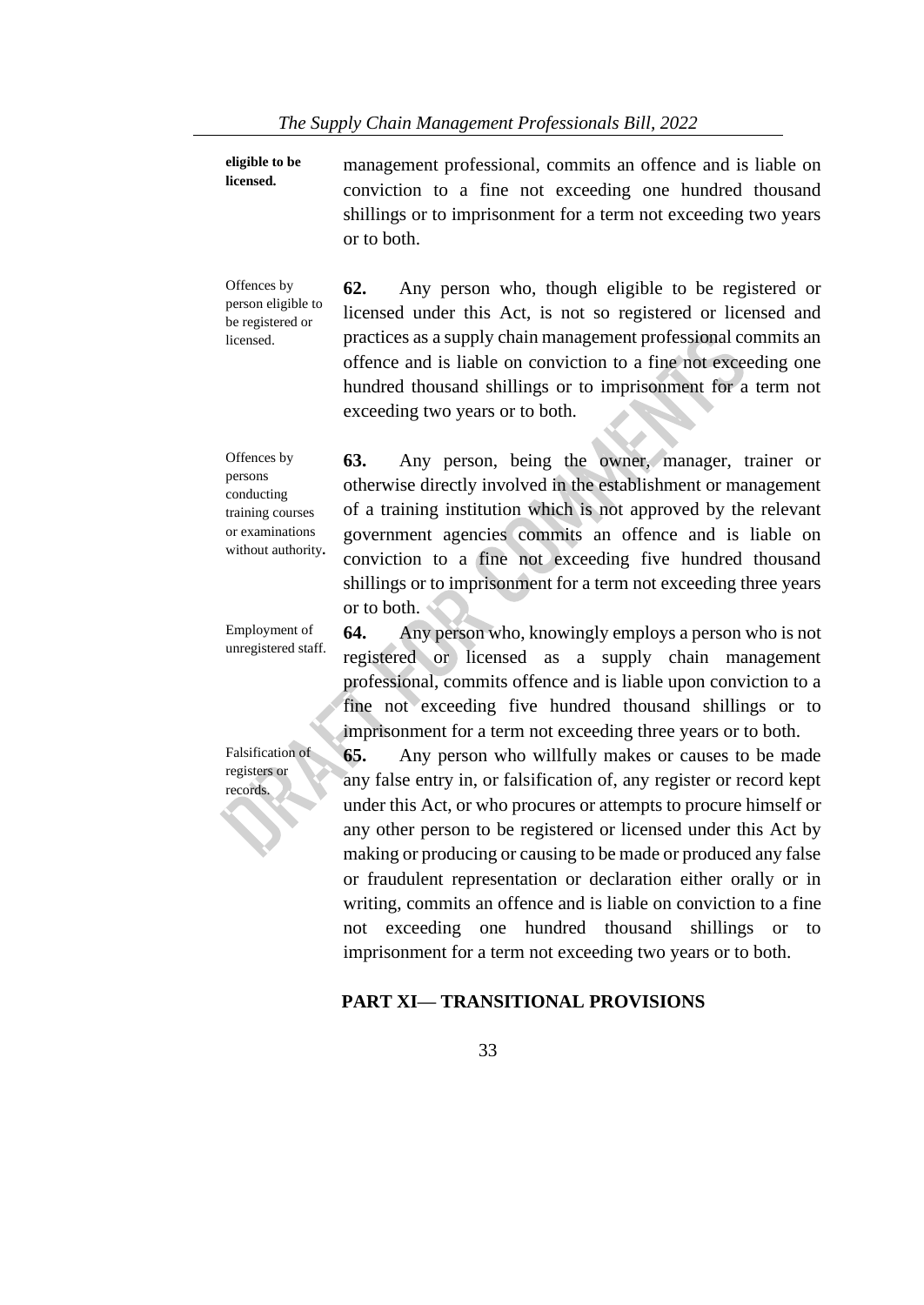management professional, commits an offence and is liable on conviction to a fine not exceeding one hundred thousand shillings or to imprisonment for a term not exceeding two years or to both.

*Offences by person eligible to be registered or licensed.*

**62.** Any person who, though eligible to be registered or licensed under this Act, is not so registered or licensed and practices as a supply chain management professional commits an offence and is liable on conviction to a fine not exceeding one hundred thousand shillings or to imprisonment for a term not exceeding two years or to both.

*Offences by persons conducting training courses or examinations without authority.*

**63.** Any person, being the owner, manager, trainer or otherwise directly involved in the establishment or management of a training institution which is not approved by the relevant government agencies commits an offence and is liable on conviction to a fine not exceeding five hundred thousand shillings or to imprisonment for a term not exceeding three years or to both.

*Employment of unregistered staff.*

**64.** Any person who, knowingly employs a person who is not registered or licensed as a supply chain management professional, commits offence and is liable upon conviction to a fine not exceeding five hundred thousand shillings or to imprisonment for a term not exceeding three years or to both.

*Falsification of registers or records.*

**65.** Any person who willfully makes or causes to be made any false entry in, or falsification of, any register or record kept under this Act, or who procures or attempts to procure himself or any other person to be registered or licensed under this Act by making or producing or causing to be made or produced any false or fraudulent representation or declaration either orally or in writing, commits an offence and is liable on conviction to a fine not exceeding one hundred thousand shillings or to imprisonment for a term not exceeding two years or to both.

## PART XI— TRANSITIONAL PROVISIONS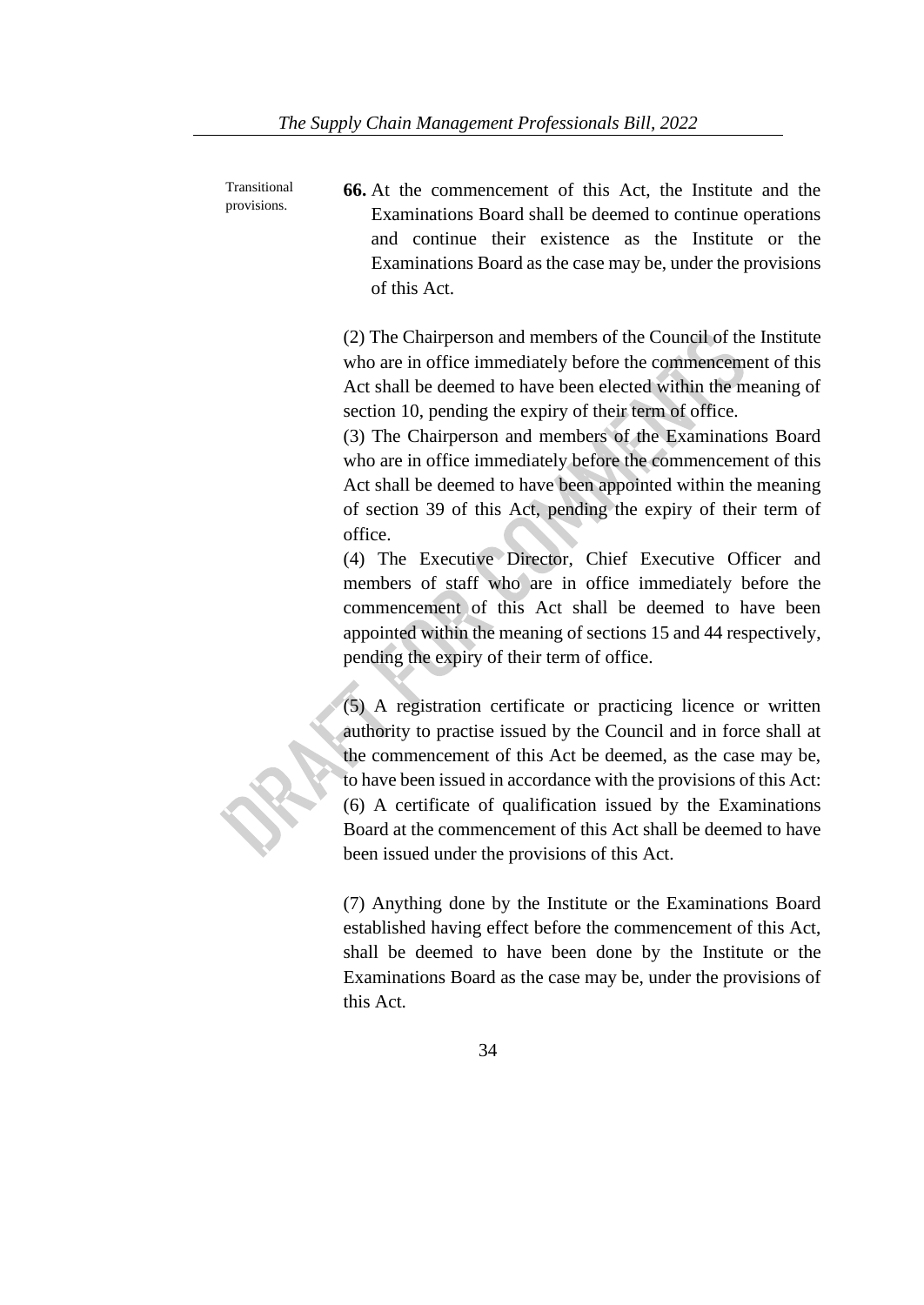Transitional provisions.

**66.** At the commencement of this Act, the Institute and the Examinations Board shall be deemed to continue operations and continue their existence as the Institute or the Examinations Board as the case may be, under the provisions of this Act.

(2) The Chairperson and members of the Council of the Institute who are in office immediately before the commencement of this Act shall be deemed to have been elected within the meaning of section 10, pending the expiry of their term of office.

(3) The Chairperson and members of the Examinations Board who are in office immediately before the commencement of this Act shall be deemed to have been appointed within the meaning of section 39 of this Act, pending the expiry of their term of office.

(4) The Executive Director, Chief Executive Officer and members of staff who are in office immediately before the commencement of this Act shall be deemed to have been appointed within the meaning of sections 15 and 44 respectively, pending the expiry of their term of office.

(5) A registration certificate or practicing licence or written authority to practise issued by the Council and in force shall at the commencement of this Act be deemed, as the case may be, to have been issued in accordance with the provisions of this Act:

(6) A certificate of qualification issued by the Examinations Board at the commencement of this Act shall be deemed to have been issued under the provisions of this Act.

(7) Anything done by the Institute or the Examinations Board established having effect before the commencement of this Act, shall be deemed to have been done by the Institute or the Examinations Board as the case may be, under the provisions of this Act.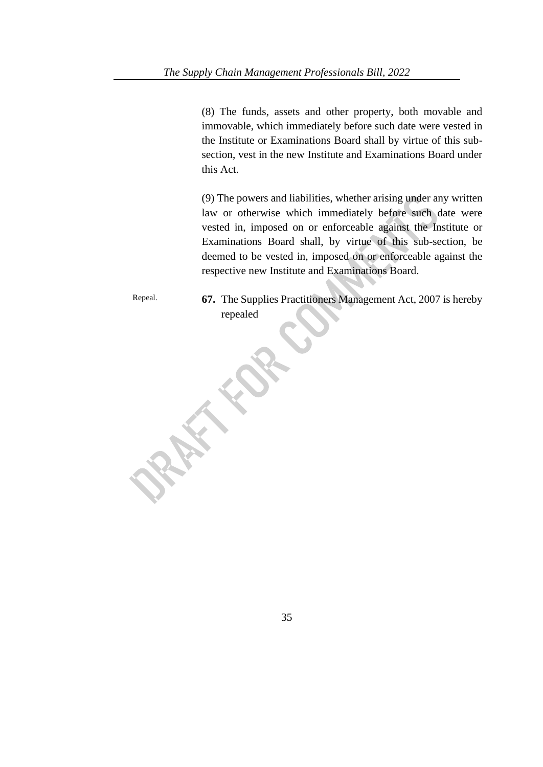(8) The funds, assets and other property, both movable and immovable, which immediately before such date were vested in the Institute or Examinations Board shall by virtue of this sub-section, vest in the new Institute and Examinations Board under this Act.

(9) The powers and liabilities, whether arising under any written law or otherwise which immediately before such date were vested in, imposed on or enforceable against the Institute or Examinations Board shall, by virtue of this sub-section, be deemed to be vested in, imposed on or enforceable against the respective new Institute and Examinations Board.

Repeal.

**67.** The Supplies Practitioners Management Act, 2007 is hereby repealed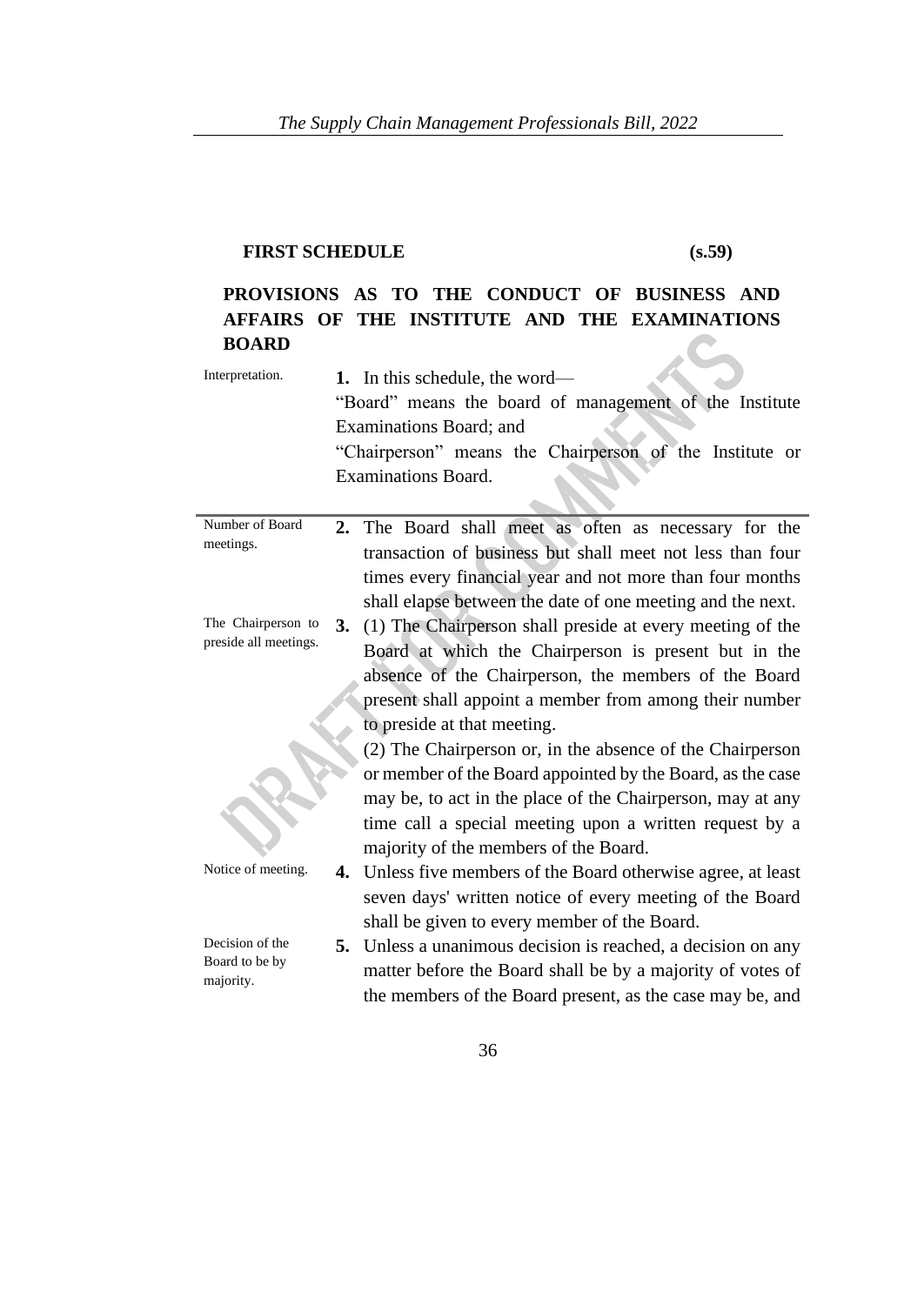**FIRST SCHEDULE** **(s.59)**

**PROVISIONS AS TO THE CONDUCT OF BUSINESS AND AFFAIRS OF THE INSTITUTE AND THE EXAMINATIONS BOARD**

Interpretation.

**1.** In this schedule, the word—

"Board" means the board of management of the Institute Examinations Board; and

"Chairperson" means the Chairperson of the Institute or Examinations Board.

---

Number of Board meetings.

**2.** The Board shall meet as often as necessary for the transaction of business but shall meet not less than four times every financial year and not more than four months shall elapse between the date of one meeting and the next.

The Chairperson to preside all meetings.

**3.** (1) The Chairperson shall preside at every meeting of the Board at which the Chairperson is present but in the absence of the Chairperson, the members of the Board present shall appoint a member from among their number to preside at that meeting.

(2) The Chairperson or, in the absence of the Chairperson or member of the Board appointed by the Board, as the case may be, to act in the place of the Chairperson, may at any time call a special meeting upon a written request by a majority of the members of the Board.

Notice of meeting.

**4.** Unless five members of the Board otherwise agree, at least seven days' written notice of every meeting of the Board shall be given to every member of the Board.

Decision of the Board to be by majority.

**5.** Unless a unanimous decision is reached, a decision on any matter before the Board shall be by a majority of votes of the members of the Board present, as the case may be, and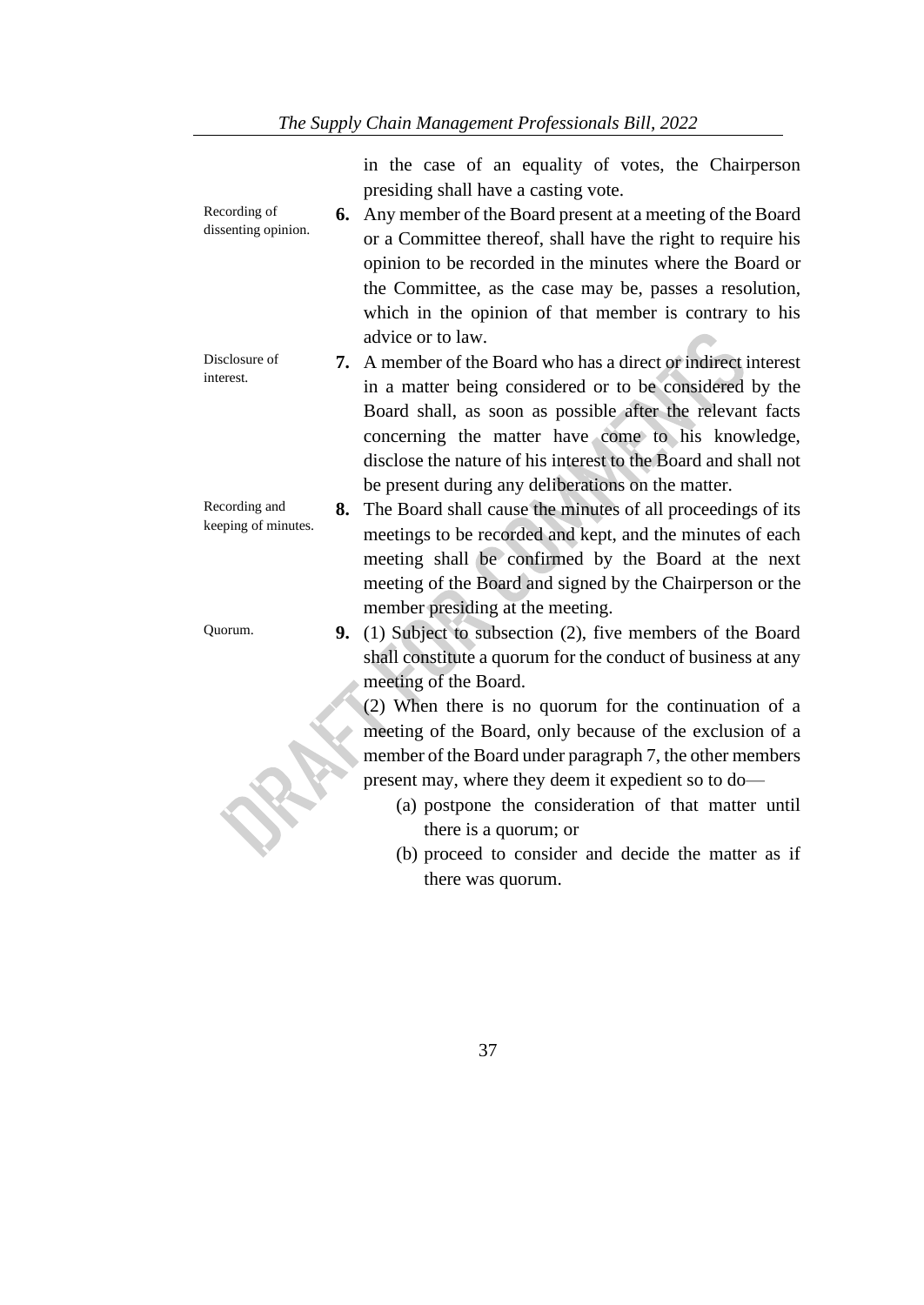in the case of an equality of votes, the Chairperson presiding shall have a casting vote.

Recording of dissenting opinion.

**6.** Any member of the Board present at a meeting of the Board or a Committee thereof, shall have the right to require his opinion to be recorded in the minutes where the Board or the Committee, as the case may be, passes a resolution, which in the opinion of that member is contrary to his advice or to law.

Disclosure of interest.

**7.** A member of the Board who has a direct or indirect interest in a matter being considered or to be considered by the Board shall, as soon as possible after the relevant facts concerning the matter have come to his knowledge, disclose the nature of his interest to the Board and shall not be present during any deliberations on the matter.

Recording and keeping of minutes.

**8.** The Board shall cause the minutes of all proceedings of its meetings to be recorded and kept, and the minutes of each meeting shall be confirmed by the Board at the next meeting of the Board and signed by the Chairperson or the member presiding at the meeting.

Quorum.

**9.** (1) Subject to subsection (2), five members of the Board shall constitute a quorum for the conduct of business at any meeting of the Board.

(2) When there is no quorum for the continuation of a meeting of the Board, only because of the exclusion of a member of the Board under paragraph 7, the other members present may, where they deem it expedient so to do—

(a) postpone the consideration of that matter until there is a quorum; or

(b) proceed to consider and decide the matter as if there was quorum.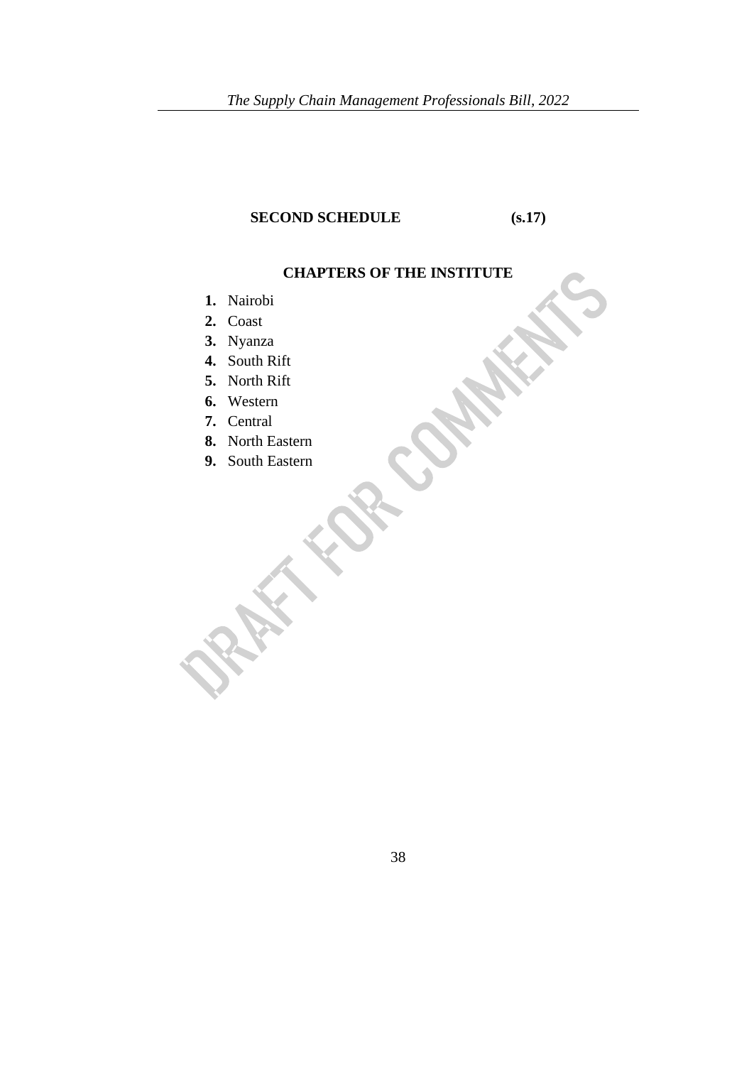**SECOND SCHEDULE** **(s.17)**

**CHAPTERS OF THE INSTITUTE**

1. Nairobi
2. Coast
3. Nyanza
4. South Rift
5. North Rift
6. Western
7. Central
8. North Eastern
9. South Eastern